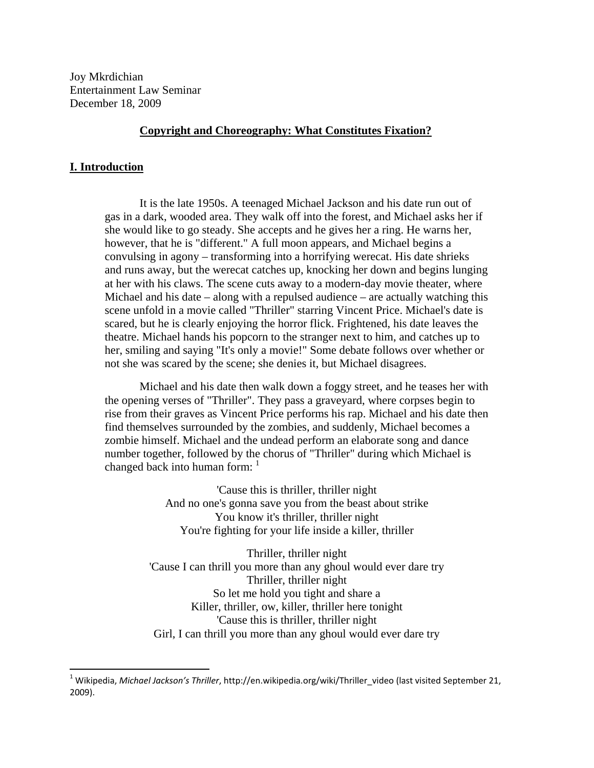Joy Mkrdichian
Entertainment Law Seminar
December 18, 2009

**Copyright and Choreography: What Constitutes Fixation?**

## I. Introduction

> It is the late 1950s. A teenaged Michael Jackson and his date run out of gas in a dark, wooded area. They walk off into the forest, and Michael asks her if she would like to go steady. She accepts and he gives her a ring. He warns her, however, that he is "different." A full moon appears, and Michael begins a convulsing in agony – transforming into a horrifying werecat. His date shrieks and runs away, but the werecat catches up, knocking her down and begins lunging at her with his claws. The scene cuts away to a modern-day movie theater, where Michael and his date – along with a repulsed audience – are actually watching this scene unfold in a movie called "Thriller" starring Vincent Price. Michael's date is scared, but he is clearly enjoying the horror flick. Frightened, his date leaves the theatre. Michael hands his popcorn to the stranger next to him, and catches up to her, smiling and saying "It's only a movie!" Some debate follows over whether or not she was scared by the scene; she denies it, but Michael disagrees.
>
> Michael and his date then walk down a foggy street, and he teases her with the opening verses of "Thriller". They pass a graveyard, where corpses begin to rise from their graves as Vincent Price performs his rap. Michael and his date then find themselves surrounded by the zombies, and suddenly, Michael becomes a zombie himself. Michael and the undead perform an elaborate song and dance number together, followed by the chorus of "Thriller" during which Michael is changed back into human form: [1]
>
> 'Cause this is thriller, thriller night
> And no one's gonna save you from the beast about strike
> You know it's thriller, thriller night
> You're fighting for your life inside a killer, thriller
>
> Thriller, thriller night
> 'Cause I can thrill you more than any ghoul would ever dare try
> Thriller, thriller night
> So let me hold you tight and share a
> Killer, thriller, ow, killer, thriller here tonight
> 'Cause this is thriller, thriller night
> Girl, I can thrill you more than any ghoul would ever dare try

[1] Wikipedia, *Michael Jackson's Thriller*, http://en.wikipedia.org/wiki/Thriller_video (last visited September 21, 2009).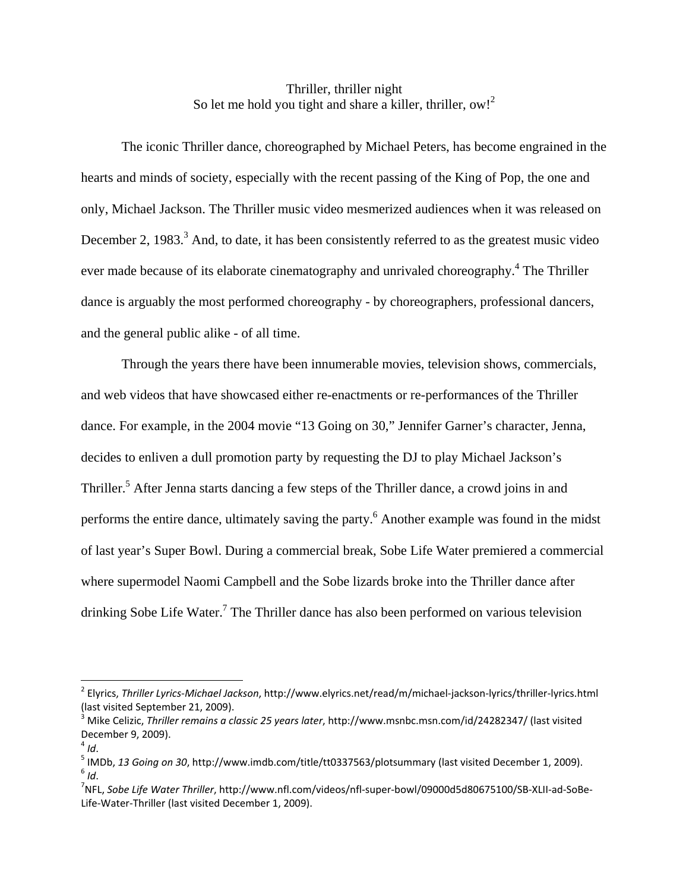Thriller, thriller night
So let me hold you tight and share a killer, thriller, ow![2]

The iconic Thriller dance, choreographed by Michael Peters, has become engrained in the hearts and minds of society, especially with the recent passing of the King of Pop, the one and only, Michael Jackson. The Thriller music video mesmerized audiences when it was released on December 2, 1983.[3] And, to date, it has been consistently referred to as the greatest music video ever made because of its elaborate cinematography and unrivaled choreography.[4] The Thriller dance is arguably the most performed choreography - by choreographers, professional dancers, and the general public alike - of all time.

Through the years there have been innumerable movies, television shows, commercials, and web videos that have showcased either re-enactments or re-performances of the Thriller dance. For example, in the 2004 movie "13 Going on 30," Jennifer Garner's character, Jenna, decides to enliven a dull promotion party by requesting the DJ to play Michael Jackson's Thriller.[5] After Jenna starts dancing a few steps of the Thriller dance, a crowd joins in and performs the entire dance, ultimately saving the party.[6] Another example was found in the midst of last year's Super Bowl. During a commercial break, Sobe Life Water premiered a commercial where supermodel Naomi Campbell and the Sobe lizards broke into the Thriller dance after drinking Sobe Life Water.[7] The Thriller dance has also been performed on various television

---

[2] Elyrics, *Thriller Lyrics-Michael Jackson*, http://www.elyrics.net/read/m/michael-jackson-lyrics/thriller-lyrics.html (last visited September 21, 2009).

[3] Mike Celizic, *Thriller remains a classic 25 years later*, http://www.msnbc.msn.com/id/24282347/ (last visited December 9, 2009).

[4] *Id*.

[5] IMDb, *13 Going on 30*, http://www.imdb.com/title/tt0337563/plotsummary (last visited December 1, 2009).

[6] *Id*.

[7] NFL, *Sobe Life Water Thriller*, http://www.nfl.com/videos/nfl-super-bowl/09000d5d80675100/SB-XLII-ad-SoBe-Life-Water-Thriller (last visited December 1, 2009).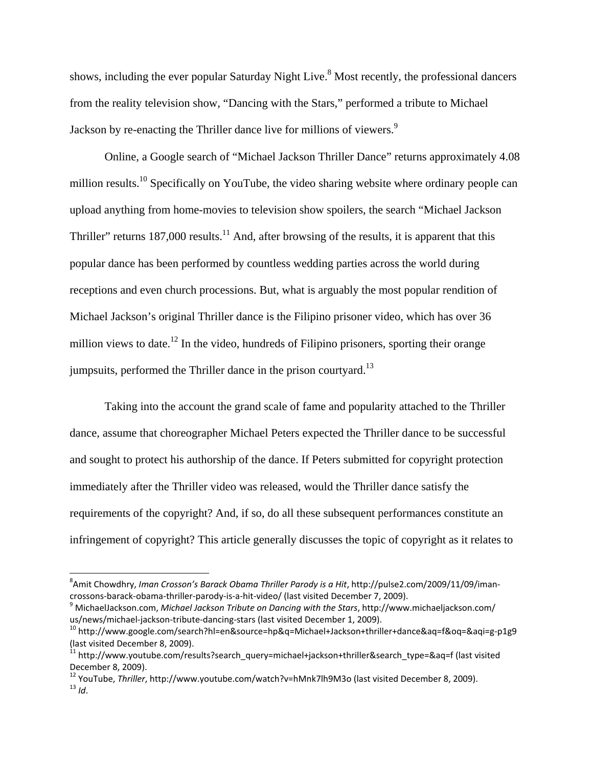shows, including the ever popular Saturday Night Live.[8] Most recently, the professional dancers from the reality television show, "Dancing with the Stars," performed a tribute to Michael Jackson by re-enacting the Thriller dance live for millions of viewers.[9]

Online, a Google search of "Michael Jackson Thriller Dance" returns approximately 4.08 million results.[10] Specifically on YouTube, the video sharing website where ordinary people can upload anything from home-movies to television show spoilers, the search "Michael Jackson Thriller" returns 187,000 results.[11] And, after browsing of the results, it is apparent that this popular dance has been performed by countless wedding parties across the world during receptions and even church processions. But, what is arguably the most popular rendition of Michael Jackson's original Thriller dance is the Filipino prisoner video, which has over 36 million views to date.[12] In the video, hundreds of Filipino prisoners, sporting their orange jumpsuits, performed the Thriller dance in the prison courtyard.[13]

Taking into the account the grand scale of fame and popularity attached to the Thriller dance, assume that choreographer Michael Peters expected the Thriller dance to be successful and sought to protect his authorship of the dance. If Peters submitted for copyright protection immediately after the Thriller video was released, would the Thriller dance satisfy the requirements of the copyright? And, if so, do all these subsequent performances constitute an infringement of copyright? This article generally discusses the topic of copyright as it relates to

---

[8] Amit Chowdhry, *Iman Crosson's Barack Obama Thriller Parody is a Hit*, http://pulse2.com/2009/11/09/iman-crossons-barack-obama-thriller-parody-is-a-hit-video/ (last visited December 7, 2009).

[9] MichaelJackson.com, *Michael Jackson Tribute on Dancing with the Stars*, http://www.michaeljackson.com/us/news/michael-jackson-tribute-dancing-stars (last visited December 1, 2009).

[10] http://www.google.com/search?hl=en&source=hp&q=Michael+Jackson+thriller+dance&aq=f&oq=&aqi=g-p1g9 (last visited December 8, 2009).

[11] http://www.youtube.com/results?search_query=michael+jackson+thriller&search_type=&aq=f (last visited December 8, 2009).

[12] YouTube, *Thriller*, http://www.youtube.com/watch?v=hMnk7lh9M3o (last visited December 8, 2009).

[13] *Id*.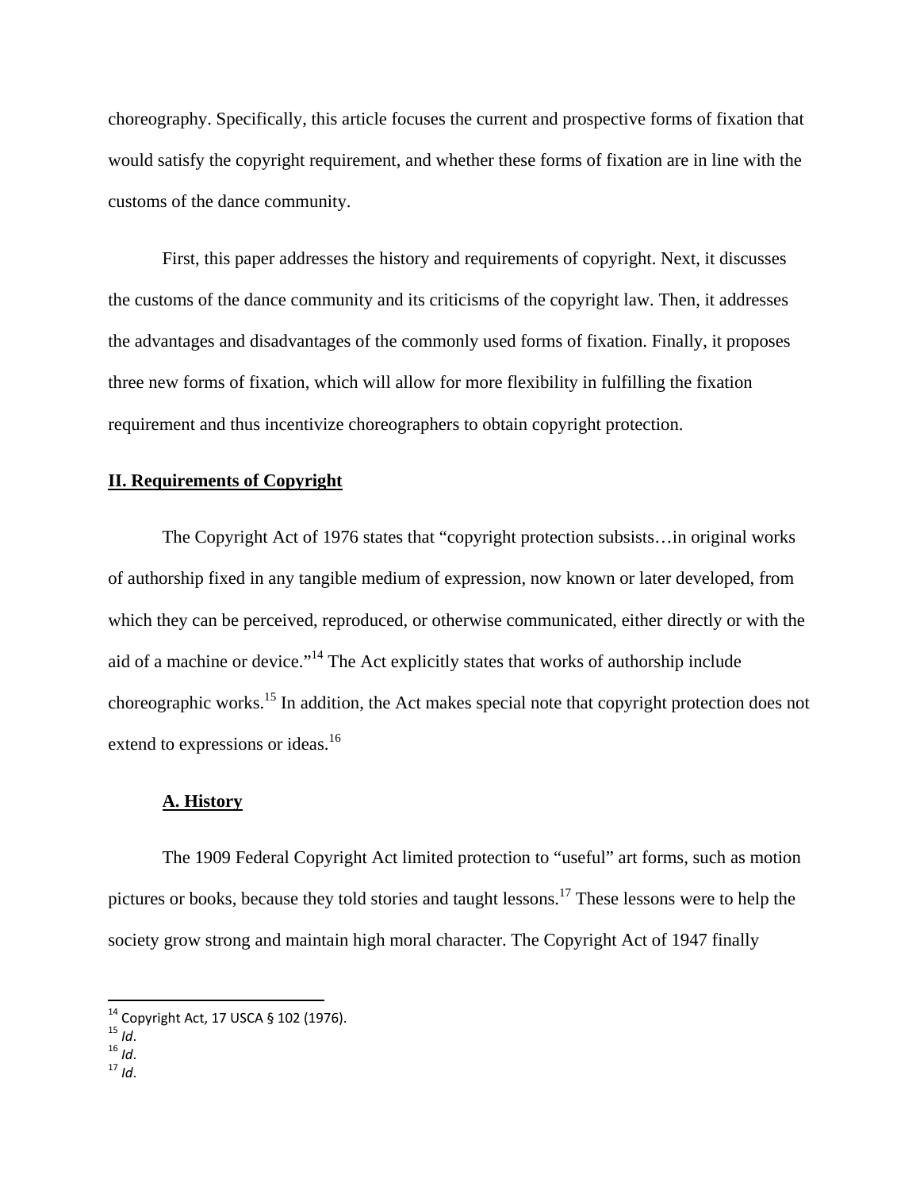choreography. Specifically, this article focuses the current and prospective forms of fixation that would satisfy the copyright requirement, and whether these forms of fixation are in line with the customs of the dance community.

First, this paper addresses the history and requirements of copyright. Next, it discusses the customs of the dance community and its criticisms of the copyright law. Then, it addresses the advantages and disadvantages of the commonly used forms of fixation. Finally, it proposes three new forms of fixation, which will allow for more flexibility in fulfilling the fixation requirement and thus incentivize choreographers to obtain copyright protection.

## II. Requirements of Copyright

The Copyright Act of 1976 states that "copyright protection subsists…in original works of authorship fixed in any tangible medium of expression, now known or later developed, from which they can be perceived, reproduced, or otherwise communicated, either directly or with the aid of a machine or device."[14] The Act explicitly states that works of authorship include choreographic works.[15] In addition, the Act makes special note that copyright protection does not extend to expressions or ideas.[16]

### A. History

The 1909 Federal Copyright Act limited protection to "useful" art forms, such as motion pictures or books, because they told stories and taught lessons.[17] These lessons were to help the society grow strong and maintain high moral character. The Copyright Act of 1947 finally

---

[14] Copyright Act, 17 USCA § 102 (1976).
[15] *Id*.
[16] *Id*.
[17] *Id*.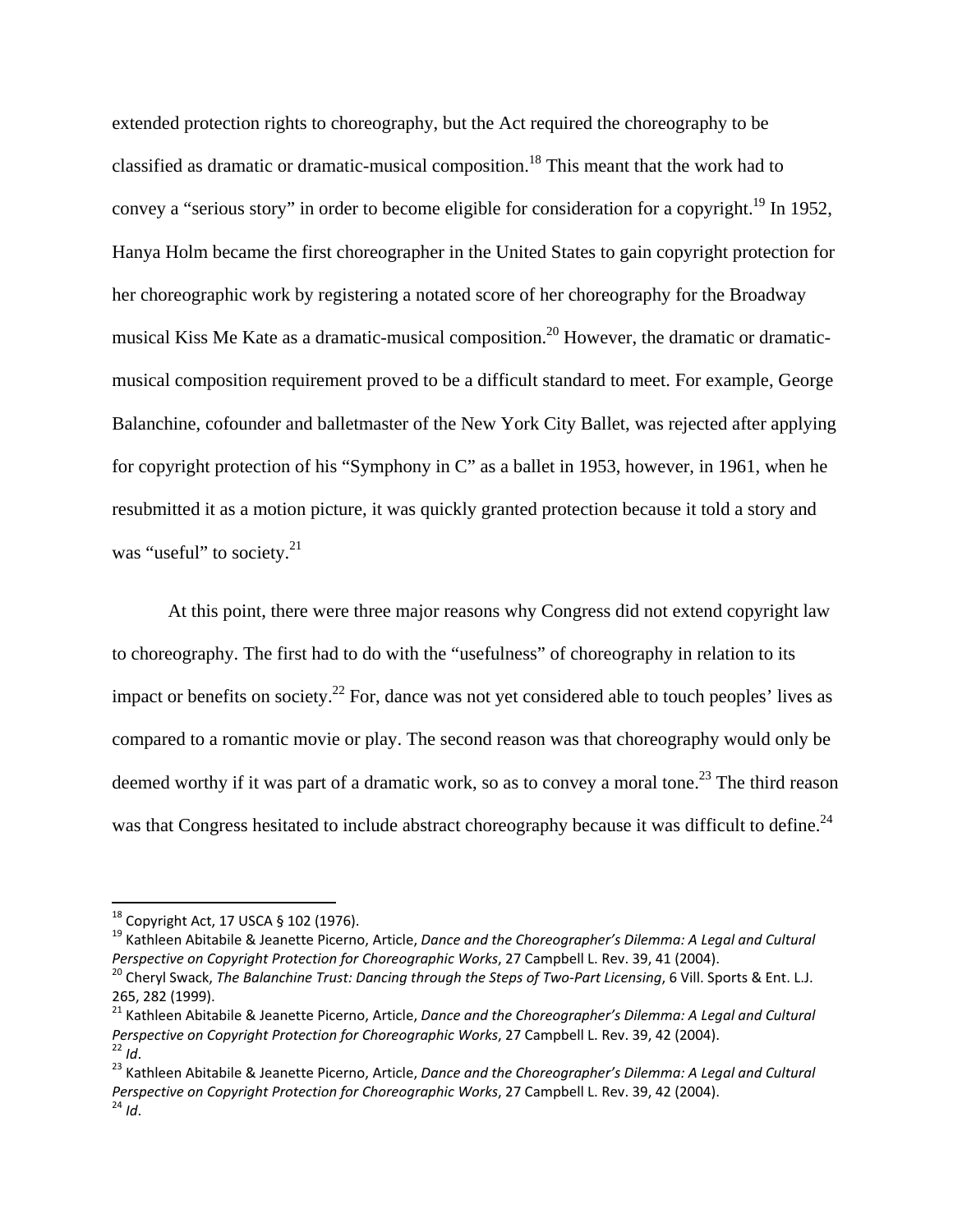extended protection rights to choreography, but the Act required the choreography to be classified as dramatic or dramatic-musical composition.[18] This meant that the work had to convey a "serious story" in order to become eligible for consideration for a copyright.[19] In 1952, Hanya Holm became the first choreographer in the United States to gain copyright protection for her choreographic work by registering a notated score of her choreography for the Broadway musical Kiss Me Kate as a dramatic-musical composition.[20] However, the dramatic or dramatic-musical composition requirement proved to be a difficult standard to meet. For example, George Balanchine, cofounder and balletmaster of the New York City Ballet, was rejected after applying for copyright protection of his "Symphony in C" as a ballet in 1953, however, in 1961, when he resubmitted it as a motion picture, it was quickly granted protection because it told a story and was "useful" to society.[21]

At this point, there were three major reasons why Congress did not extend copyright law to choreography. The first had to do with the "usefulness" of choreography in relation to its impact or benefits on society.[22] For, dance was not yet considered able to touch peoples' lives as compared to a romantic movie or play. The second reason was that choreography would only be deemed worthy if it was part of a dramatic work, so as to convey a moral tone.[23] The third reason was that Congress hesitated to include abstract choreography because it was difficult to define.[24]

---

[18] Copyright Act, 17 USCA § 102 (1976).

[19] Kathleen Abitabile & Jeanette Picerno, Article, *Dance and the Choreographer's Dilemma: A Legal and Cultural Perspective on Copyright Protection for Choreographic Works*, 27 Campbell L. Rev. 39, 41 (2004).

[20] Cheryl Swack, *The Balanchine Trust: Dancing through the Steps of Two-Part Licensing*, 6 Vill. Sports & Ent. L.J. 265, 282 (1999).

[21] Kathleen Abitabile & Jeanette Picerno, Article, *Dance and the Choreographer's Dilemma: A Legal and Cultural Perspective on Copyright Protection for Choreographic Works*, 27 Campbell L. Rev. 39, 42 (2004).

[22] *Id*.

[23] Kathleen Abitabile & Jeanette Picerno, Article, *Dance and the Choreographer's Dilemma: A Legal and Cultural Perspective on Copyright Protection for Choreographic Works*, 27 Campbell L. Rev. 39, 42 (2004).

[24] *Id*.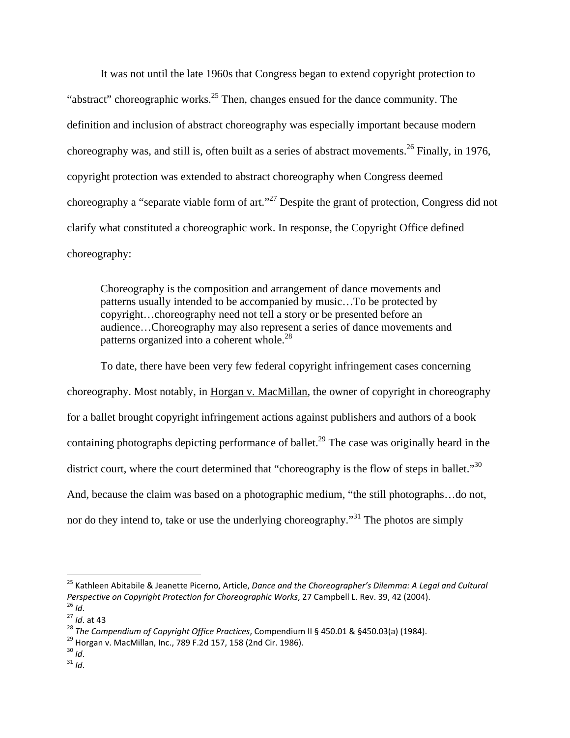It was not until the late 1960s that Congress began to extend copyright protection to "abstract" choreographic works.[25] Then, changes ensued for the dance community. The definition and inclusion of abstract choreography was especially important because modern choreography was, and still is, often built as a series of abstract movements.[26] Finally, in 1976, copyright protection was extended to abstract choreography when Congress deemed choreography a "separate viable form of art."[27] Despite the grant of protection, Congress did not clarify what constituted a choreographic work. In response, the Copyright Office defined choreography:

> Choreography is the composition and arrangement of dance movements and patterns usually intended to be accompanied by music…To be protected by copyright…choreography need not tell a story or be presented before an audience…Choreography may also represent a series of dance movements and patterns organized into a coherent whole.[28]

To date, there have been very few federal copyright infringement cases concerning choreography. Most notably, in Horgan v. MacMillan, the owner of copyright in choreography for a ballet brought copyright infringement actions against publishers and authors of a book containing photographs depicting performance of ballet.[29] The case was originally heard in the district court, where the court determined that "choreography is the flow of steps in ballet."[30] And, because the claim was based on a photographic medium, "the still photographs…do not, nor do they intend to, take or use the underlying choreography."[31] The photos are simply

---

[25] Kathleen Abitabile & Jeanette Picerno, Article, *Dance and the Choreographer's Dilemma: A Legal and Cultural Perspective on Copyright Protection for Choreographic Works*, 27 Campbell L. Rev. 39, 42 (2004).
[26] *Id*.
[27] *Id*. at 43
[28] *The Compendium of Copyright Office Practices*, Compendium II § 450.01 & §450.03(a) (1984).
[29] Horgan v. MacMillan, Inc., 789 F.2d 157, 158 (2nd Cir. 1986).
[30] *Id*.
[31] *Id*.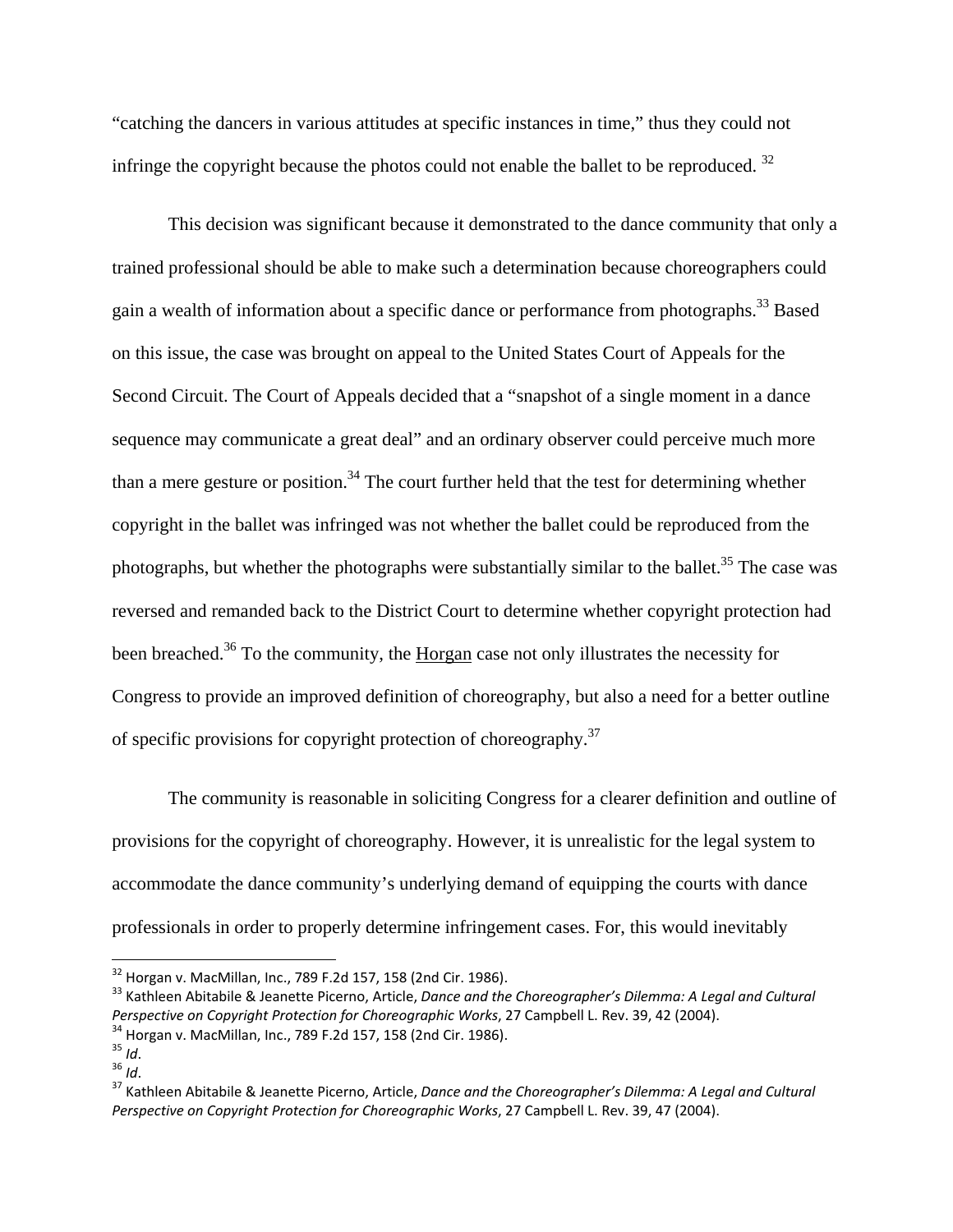"catching the dancers in various attitudes at specific instances in time," thus they could not infringe the copyright because the photos could not enable the ballet to be reproduced. [32]

This decision was significant because it demonstrated to the dance community that only a trained professional should be able to make such a determination because choreographers could gain a wealth of information about a specific dance or performance from photographs.[33] Based on this issue, the case was brought on appeal to the United States Court of Appeals for the Second Circuit. The Court of Appeals decided that a "snapshot of a single moment in a dance sequence may communicate a great deal" and an ordinary observer could perceive much more than a mere gesture or position.[34] The court further held that the test for determining whether copyright in the ballet was infringed was not whether the ballet could be reproduced from the photographs, but whether the photographs were substantially similar to the ballet.[35] The case was reversed and remanded back to the District Court to determine whether copyright protection had been breached.[36] To the community, the Horgan case not only illustrates the necessity for Congress to provide an improved definition of choreography, but also a need for a better outline of specific provisions for copyright protection of choreography.[37]

The community is reasonable in soliciting Congress for a clearer definition and outline of provisions for the copyright of choreography. However, it is unrealistic for the legal system to accommodate the dance community's underlying demand of equipping the courts with dance professionals in order to properly determine infringement cases. For, this would inevitably

---

[32] Horgan v. MacMillan, Inc., 789 F.2d 157, 158 (2nd Cir. 1986).

[33] Kathleen Abitabile & Jeanette Picerno, Article, *Dance and the Choreographer's Dilemma: A Legal and Cultural Perspective on Copyright Protection for Choreographic Works*, 27 Campbell L. Rev. 39, 42 (2004).

[34] Horgan v. MacMillan, Inc., 789 F.2d 157, 158 (2nd Cir. 1986).

[35] *Id*.

[36] *Id*.

[37] Kathleen Abitabile & Jeanette Picerno, Article, *Dance and the Choreographer's Dilemma: A Legal and Cultural Perspective on Copyright Protection for Choreographic Works*, 27 Campbell L. Rev. 39, 47 (2004).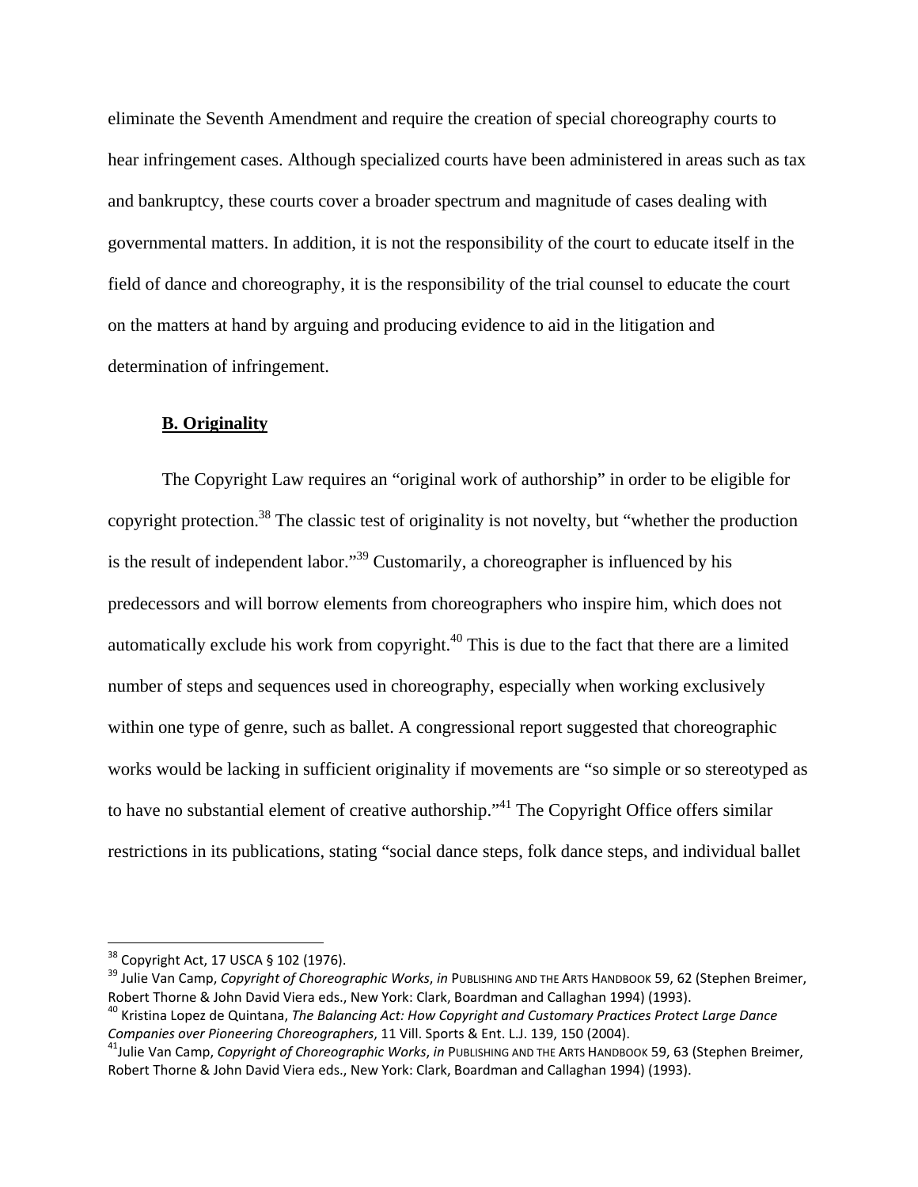eliminate the Seventh Amendment and require the creation of special choreography courts to hear infringement cases. Although specialized courts have been administered in areas such as tax and bankruptcy, these courts cover a broader spectrum and magnitude of cases dealing with governmental matters. In addition, it is not the responsibility of the court to educate itself in the field of dance and choreography, it is the responsibility of the trial counsel to educate the court on the matters at hand by arguing and producing evidence to aid in the litigation and determination of infringement.

### **B. Originality**

The Copyright Law requires an "original work of authorship" in order to be eligible for copyright protection.[38] The classic test of originality is not novelty, but "whether the production is the result of independent labor."[39] Customarily, a choreographer is influenced by his predecessors and will borrow elements from choreographers who inspire him, which does not automatically exclude his work from copyright.[40] This is due to the fact that there are a limited number of steps and sequences used in choreography, especially when working exclusively within one type of genre, such as ballet. A congressional report suggested that choreographic works would be lacking in sufficient originality if movements are "so simple or so stereotyped as to have no substantial element of creative authorship."[41] The Copyright Office offers similar restrictions in its publications, stating "social dance steps, folk dance steps, and individual ballet

---

[38] Copyright Act, 17 USCA § 102 (1976).

[39] Julie Van Camp, *Copyright of Choreographic Works*, *in* PUBLISHING AND THE ARTS HANDBOOK 59, 62 (Stephen Breimer, Robert Thorne & John David Viera eds., New York: Clark, Boardman and Callaghan 1994) (1993).

[40] Kristina Lopez de Quintana, *The Balancing Act: How Copyright and Customary Practices Protect Large Dance Companies over Pioneering Choreographers*, 11 Vill. Sports & Ent. L.J. 139, 150 (2004).

[41] Julie Van Camp, *Copyright of Choreographic Works*, *in* PUBLISHING AND THE ARTS HANDBOOK 59, 63 (Stephen Breimer, Robert Thorne & John David Viera eds., New York: Clark, Boardman and Callaghan 1994) (1993).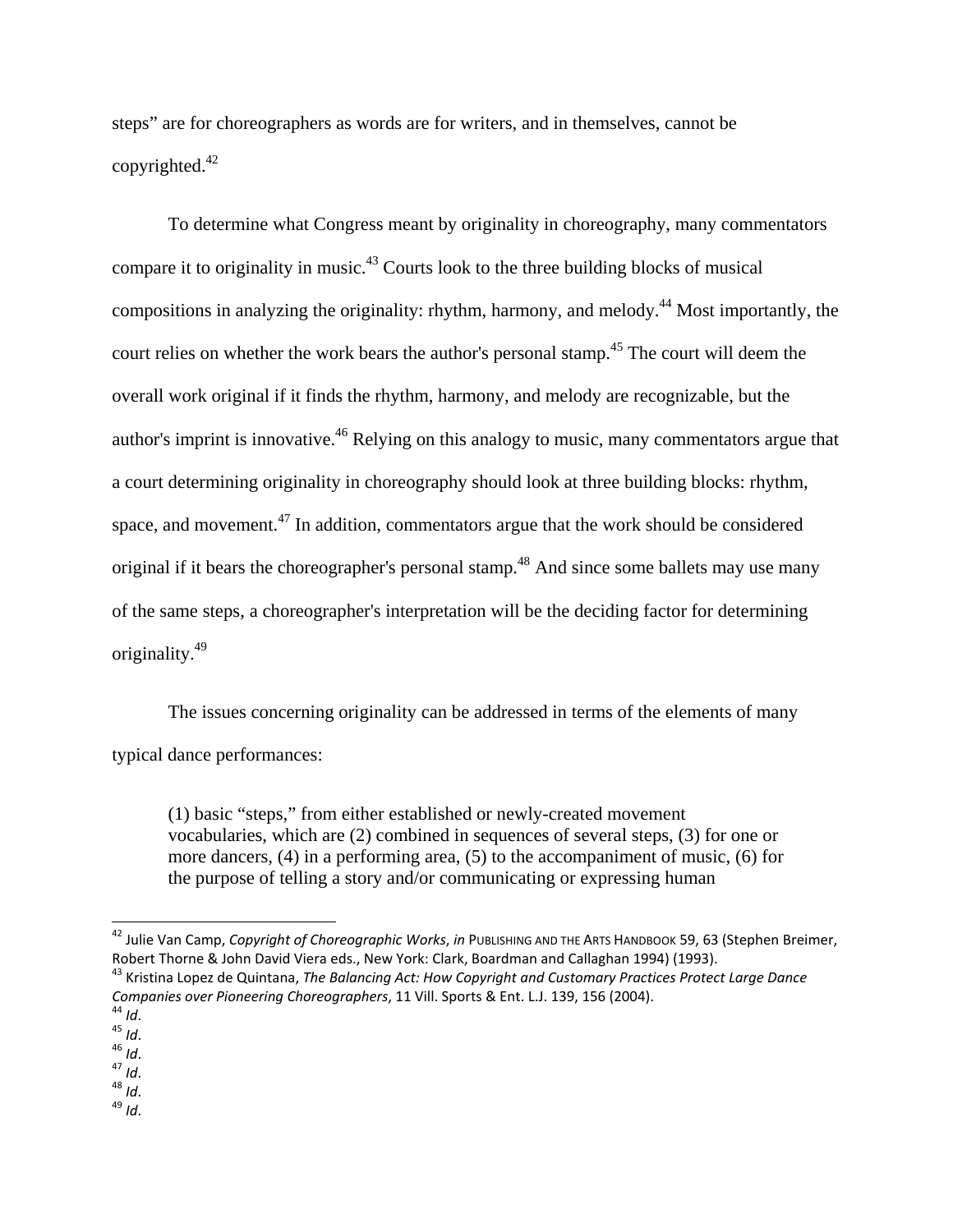steps" are for choreographers as words are for writers, and in themselves, cannot be copyrighted.[42]

To determine what Congress meant by originality in choreography, many commentators compare it to originality in music.[43] Courts look to the three building blocks of musical compositions in analyzing the originality: rhythm, harmony, and melody.[44] Most importantly, the court relies on whether the work bears the author's personal stamp.[45] The court will deem the overall work original if it finds the rhythm, harmony, and melody are recognizable, but the author's imprint is innovative.[46] Relying on this analogy to music, many commentators argue that a court determining originality in choreography should look at three building blocks: rhythm, space, and movement.[47] In addition, commentators argue that the work should be considered original if it bears the choreographer's personal stamp.[48] And since some ballets may use many of the same steps, a choreographer's interpretation will be the deciding factor for determining originality.[49]

The issues concerning originality can be addressed in terms of the elements of many typical dance performances:

> (1) basic "steps," from either established or newly-created movement vocabularies, which are (2) combined in sequences of several steps, (3) for one or more dancers, (4) in a performing area, (5) to the accompaniment of music, (6) for the purpose of telling a story and/or communicating or expressing human

---

[42] Julie Van Camp, *Copyright of Choreographic Works*, *in* PUBLISHING AND THE ARTS HANDBOOK 59, 63 (Stephen Breimer, Robert Thorne & John David Viera eds., New York: Clark, Boardman and Callaghan 1994) (1993).

[43] Kristina Lopez de Quintana, *The Balancing Act: How Copyright and Customary Practices Protect Large Dance Companies over Pioneering Choreographers*, 11 Vill. Sports & Ent. L.J. 139, 156 (2004).

[44] *Id*.

[45] *Id*.

[46] *Id*.

[47] *Id*.

[48] *Id*.

[49] *Id*.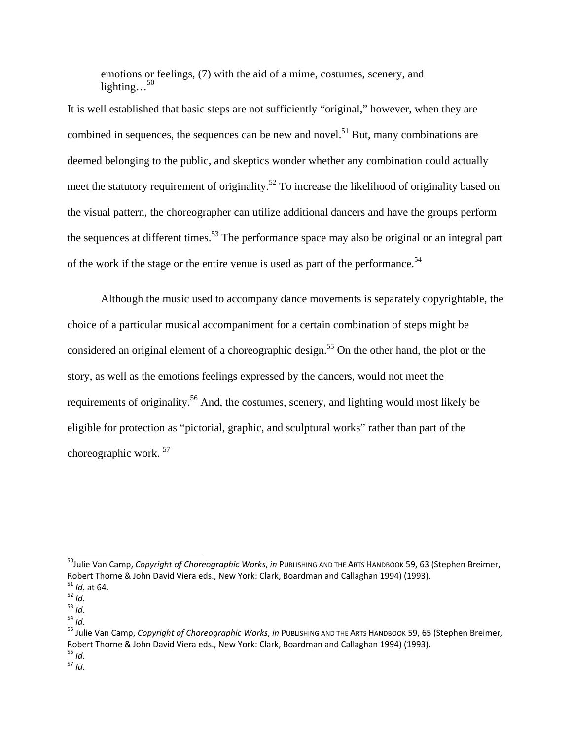> emotions or feelings, (7) with the aid of a mime, costumes, scenery, and lighting…[50]

It is well established that basic steps are not sufficiently "original," however, when they are combined in sequences, the sequences can be new and novel.[51] But, many combinations are deemed belonging to the public, and skeptics wonder whether any combination could actually meet the statutory requirement of originality.[52] To increase the likelihood of originality based on the visual pattern, the choreographer can utilize additional dancers and have the groups perform the sequences at different times.[53] The performance space may also be original or an integral part of the work if the stage or the entire venue is used as part of the performance.[54]

Although the music used to accompany dance movements is separately copyrightable, the choice of a particular musical accompaniment for a certain combination of steps might be considered an original element of a choreographic design.[55] On the other hand, the plot or the story, as well as the emotions feelings expressed by the dancers, would not meet the requirements of originality.[56] And, the costumes, scenery, and lighting would most likely be eligible for protection as "pictorial, graphic, and sculptural works" rather than part of the choreographic work.[57]

---

[50] Julie Van Camp, *Copyright of Choreographic Works*, *in* PUBLISHING AND THE ARTS HANDBOOK 59, 63 (Stephen Breimer, Robert Thorne & John David Viera eds., New York: Clark, Boardman and Callaghan 1994) (1993).

[51] *Id*. at 64.

[52] *Id*.

[53] *Id*.

[54] *Id*.

[55] Julie Van Camp, *Copyright of Choreographic Works*, *in* PUBLISHING AND THE ARTS HANDBOOK 59, 65 (Stephen Breimer, Robert Thorne & John David Viera eds., New York: Clark, Boardman and Callaghan 1994) (1993).

[56] *Id*.

[57] *Id*.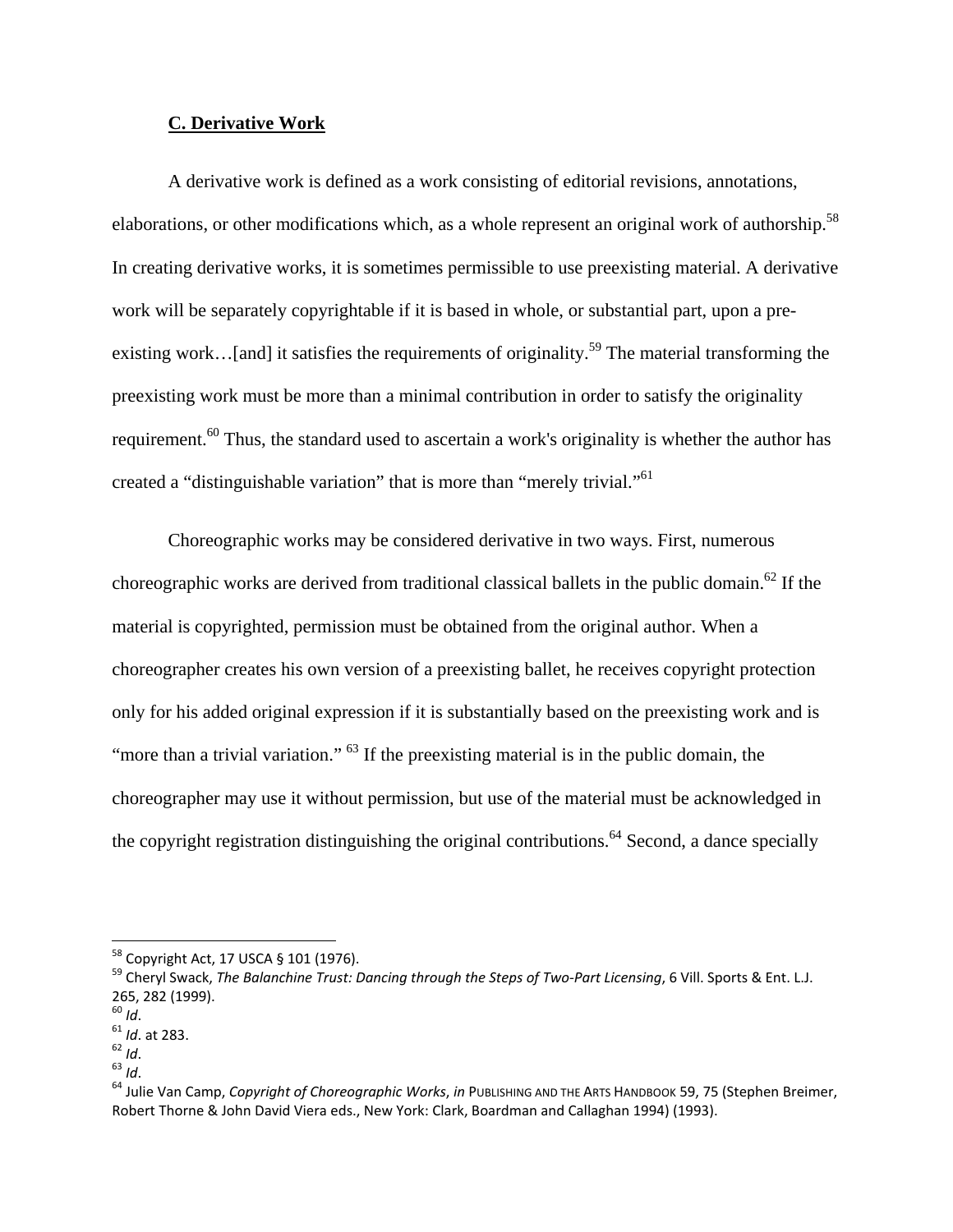### C. Derivative Work

A derivative work is defined as a work consisting of editorial revisions, annotations, elaborations, or other modifications which, as a whole represent an original work of authorship.[58] In creating derivative works, it is sometimes permissible to use preexisting material. A derivative work will be separately copyrightable if it is based in whole, or substantial part, upon a pre-existing work…[and] it satisfies the requirements of originality.[59] The material transforming the preexisting work must be more than a minimal contribution in order to satisfy the originality requirement.[60] Thus, the standard used to ascertain a work's originality is whether the author has created a "distinguishable variation" that is more than "merely trivial."[61]

Choreographic works may be considered derivative in two ways. First, numerous choreographic works are derived from traditional classical ballets in the public domain.[62] If the material is copyrighted, permission must be obtained from the original author. When a choreographer creates his own version of a preexisting ballet, he receives copyright protection only for his added original expression if it is substantially based on the preexisting work and is "more than a trivial variation." [63] If the preexisting material is in the public domain, the choreographer may use it without permission, but use of the material must be acknowledged in the copyright registration distinguishing the original contributions.[64] Second, a dance specially

---

[58] Copyright Act, 17 USCA § 101 (1976).

[59] Cheryl Swack, *The Balanchine Trust: Dancing through the Steps of Two-Part Licensing*, 6 Vill. Sports & Ent. L.J. 265, 282 (1999).

[60] *Id*.

[61] *Id*. at 283.

[62] *Id*.

[63] *Id*.

[64] Julie Van Camp, *Copyright of Choreographic Works*, *in* PUBLISHING AND THE ARTS HANDBOOK 59, 75 (Stephen Breimer, Robert Thorne & John David Viera eds., New York: Clark, Boardman and Callaghan 1994) (1993).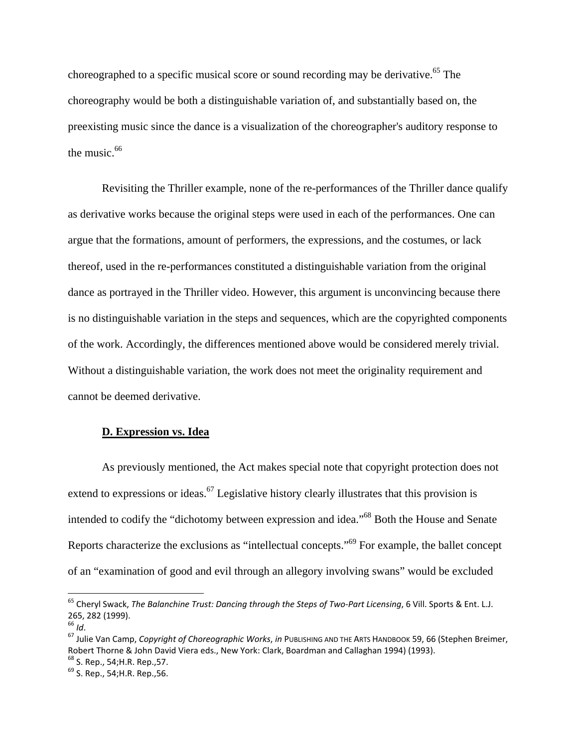choreographed to a specific musical score or sound recording may be derivative.[65] The choreography would be both a distinguishable variation of, and substantially based on, the preexisting music since the dance is a visualization of the choreographer's auditory response to the music.[66]

Revisiting the Thriller example, none of the re-performances of the Thriller dance qualify as derivative works because the original steps were used in each of the performances. One can argue that the formations, amount of performers, the expressions, and the costumes, or lack thereof, used in the re-performances constituted a distinguishable variation from the original dance as portrayed in the Thriller video. However, this argument is unconvincing because there is no distinguishable variation in the steps and sequences, which are the copyrighted components of the work. Accordingly, the differences mentioned above would be considered merely trivial. Without a distinguishable variation, the work does not meet the originality requirement and cannot be deemed derivative.

## D. Expression vs. Idea

As previously mentioned, the Act makes special note that copyright protection does not extend to expressions or ideas.[67] Legislative history clearly illustrates that this provision is intended to codify the "dichotomy between expression and idea."[68] Both the House and Senate Reports characterize the exclusions as "intellectual concepts."[69] For example, the ballet concept of an "examination of good and evil through an allegory involving swans" would be excluded

---

[65] Cheryl Swack, *The Balanchine Trust: Dancing through the Steps of Two-Part Licensing*, 6 Vill. Sports & Ent. L.J. 265, 282 (1999).

[66] *Id*.

[67] Julie Van Camp, *Copyright of Choreographic Works*, *in* PUBLISHING AND THE ARTS HANDBOOK 59, 66 (Stephen Breimer, Robert Thorne & John David Viera eds., New York: Clark, Boardman and Callaghan 1994) (1993).

[68] S. Rep., 54;H.R. Rep.,57.

[69] S. Rep., 54;H.R. Rep.,56.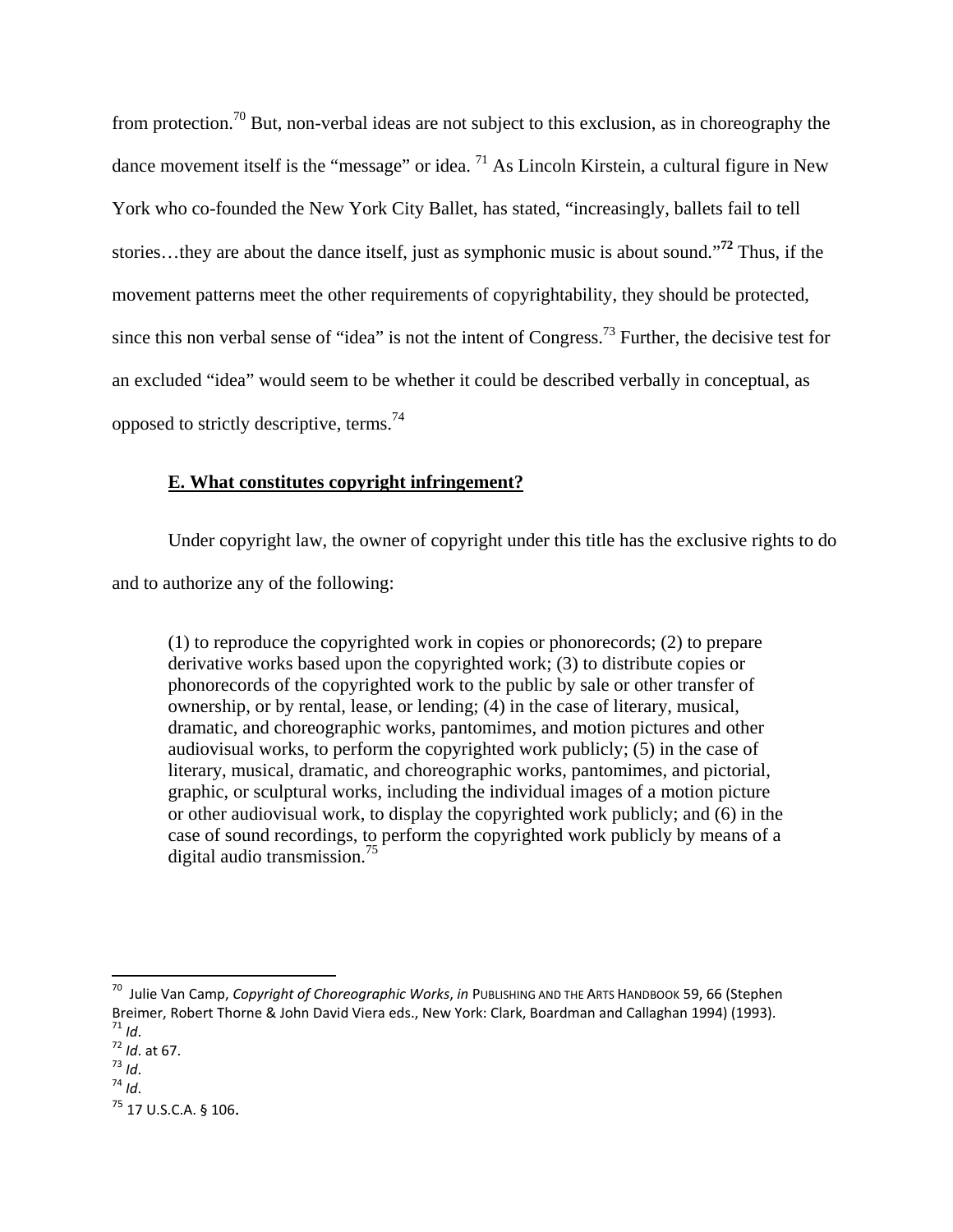from protection.[70] But, non-verbal ideas are not subject to this exclusion, as in choreography the dance movement itself is the "message" or idea. [71] As Lincoln Kirstein, a cultural figure in New York who co-founded the New York City Ballet, has stated, "increasingly, ballets fail to tell stories…they are about the dance itself, just as symphonic music is about sound."[72] Thus, if the movement patterns meet the other requirements of copyrightability, they should be protected, since this non verbal sense of "idea" is not the intent of Congress.[73] Further, the decisive test for an excluded "idea" would seem to be whether it could be described verbally in conceptual, as opposed to strictly descriptive, terms.[74]

### **E. What constitutes copyright infringement?**

Under copyright law, the owner of copyright under this title has the exclusive rights to do and to authorize any of the following:

> (1) to reproduce the copyrighted work in copies or phonorecords; (2) to prepare derivative works based upon the copyrighted work; (3) to distribute copies or phonorecords of the copyrighted work to the public by sale or other transfer of ownership, or by rental, lease, or lending; (4) in the case of literary, musical, dramatic, and choreographic works, pantomimes, and motion pictures and other audiovisual works, to perform the copyrighted work publicly; (5) in the case of literary, musical, dramatic, and choreographic works, pantomimes, and pictorial, graphic, or sculptural works, including the individual images of a motion picture or other audiovisual work, to display the copyrighted work publicly; and (6) in the case of sound recordings, to perform the copyrighted work publicly by means of a digital audio transmission.[75]

---

[70] Julie Van Camp, *Copyright of Choreographic Works*, *in* PUBLISHING AND THE ARTS HANDBOOK 59, 66 (Stephen Breimer, Robert Thorne & John David Viera eds., New York: Clark, Boardman and Callaghan 1994) (1993).
[71] *Id*.
[72] *Id*. at 67.
[73] *Id*.
[74] *Id*.
[75] 17 U.S.C.A. § 106.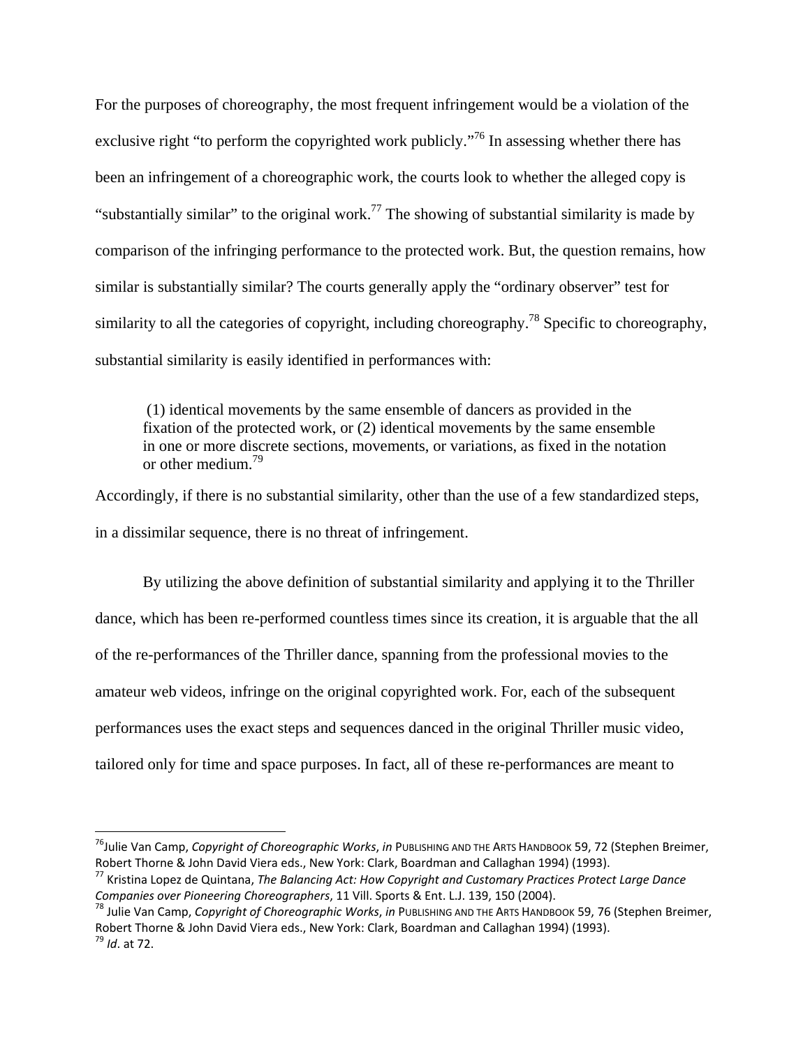For the purposes of choreography, the most frequent infringement would be a violation of the exclusive right "to perform the copyrighted work publicly."[76] In assessing whether there has been an infringement of a choreographic work, the courts look to whether the alleged copy is "substantially similar" to the original work.[77] The showing of substantial similarity is made by comparison of the infringing performance to the protected work. But, the question remains, how similar is substantially similar? The courts generally apply the "ordinary observer" test for similarity to all the categories of copyright, including choreography.[78] Specific to choreography, substantial similarity is easily identified in performances with:

> (1) identical movements by the same ensemble of dancers as provided in the fixation of the protected work, or (2) identical movements by the same ensemble in one or more discrete sections, movements, or variations, as fixed in the notation or other medium.[79]

Accordingly, if there is no substantial similarity, other than the use of a few standardized steps, in a dissimilar sequence, there is no threat of infringement.

By utilizing the above definition of substantial similarity and applying it to the Thriller dance, which has been re-performed countless times since its creation, it is arguable that the all of the re-performances of the Thriller dance, spanning from the professional movies to the amateur web videos, infringe on the original copyrighted work. For, each of the subsequent performances uses the exact steps and sequences danced in the original Thriller music video, tailored only for time and space purposes. In fact, all of these re-performances are meant to

---

[76] Julie Van Camp, *Copyright of Choreographic Works*, *in* PUBLISHING AND THE ARTS HANDBOOK 59, 72 (Stephen Breimer, Robert Thorne & John David Viera eds., New York: Clark, Boardman and Callaghan 1994) (1993).

[77] Kristina Lopez de Quintana, *The Balancing Act: How Copyright and Customary Practices Protect Large Dance Companies over Pioneering Choreographers*, 11 Vill. Sports & Ent. L.J. 139, 150 (2004).

[78] Julie Van Camp, *Copyright of Choreographic Works*, *in* PUBLISHING AND THE ARTS HANDBOOK 59, 76 (Stephen Breimer, Robert Thorne & John David Viera eds., New York: Clark, Boardman and Callaghan 1994) (1993).

[79] *Id*. at 72.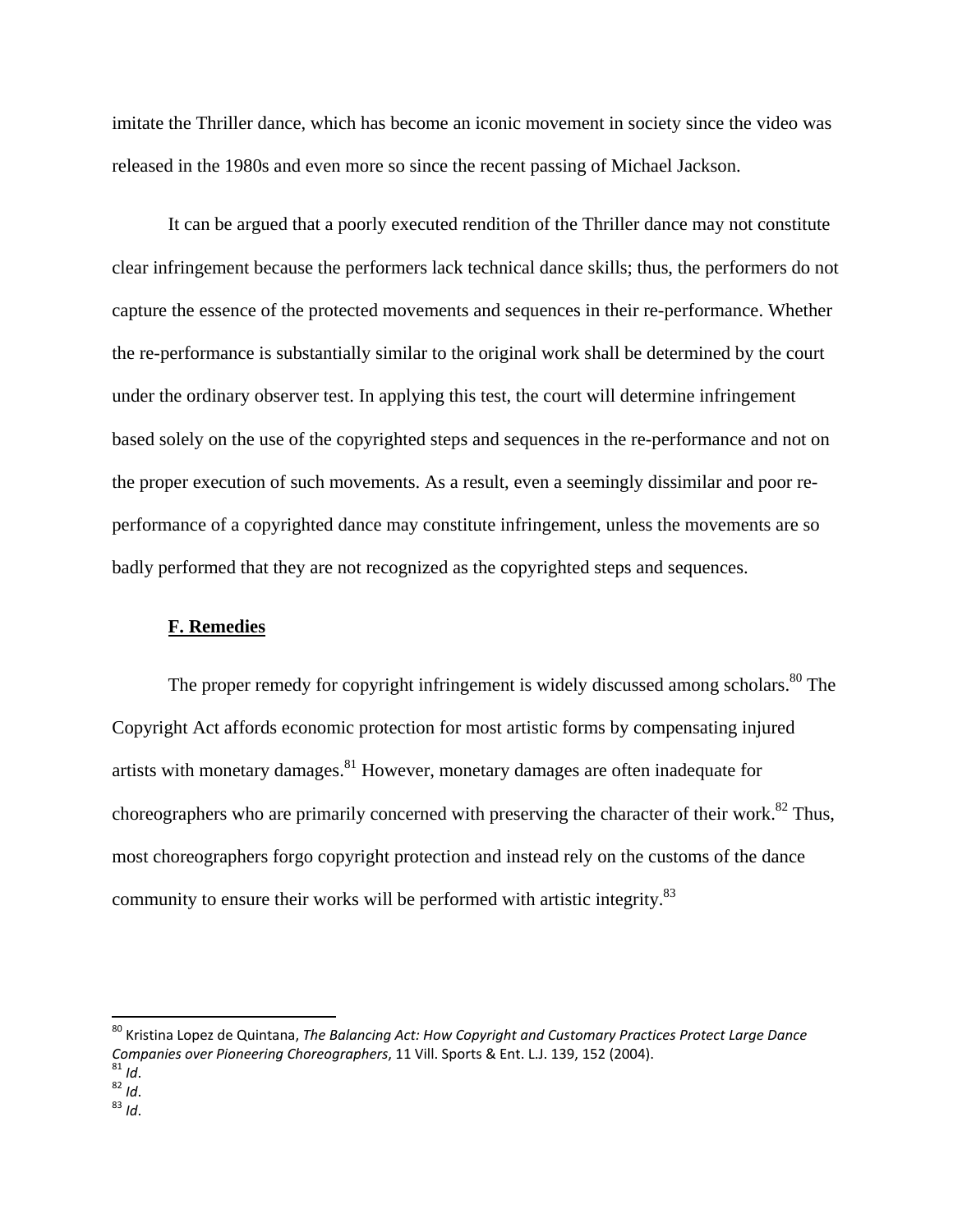imitate the Thriller dance, which has become an iconic movement in society since the video was released in the 1980s and even more so since the recent passing of Michael Jackson.

It can be argued that a poorly executed rendition of the Thriller dance may not constitute clear infringement because the performers lack technical dance skills; thus, the performers do not capture the essence of the protected movements and sequences in their re-performance. Whether the re-performance is substantially similar to the original work shall be determined by the court under the ordinary observer test. In applying this test, the court will determine infringement based solely on the use of the copyrighted steps and sequences in the re-performance and not on the proper execution of such movements. As a result, even a seemingly dissimilar and poor re-performance of a copyrighted dance may constitute infringement, unless the movements are so badly performed that they are not recognized as the copyrighted steps and sequences.

### **F. Remedies**

The proper remedy for copyright infringement is widely discussed among scholars.[80] The Copyright Act affords economic protection for most artistic forms by compensating injured artists with monetary damages.[81] However, monetary damages are often inadequate for choreographers who are primarily concerned with preserving the character of their work.[82] Thus, most choreographers forgo copyright protection and instead rely on the customs of the dance community to ensure their works will be performed with artistic integrity.[83]

---

[80] Kristina Lopez de Quintana, *The Balancing Act: How Copyright and Customary Practices Protect Large Dance Companies over Pioneering Choreographers*, 11 Vill. Sports & Ent. L.J. 139, 152 (2004).
[81] *Id*.
[82] *Id*.
[83] *Id*.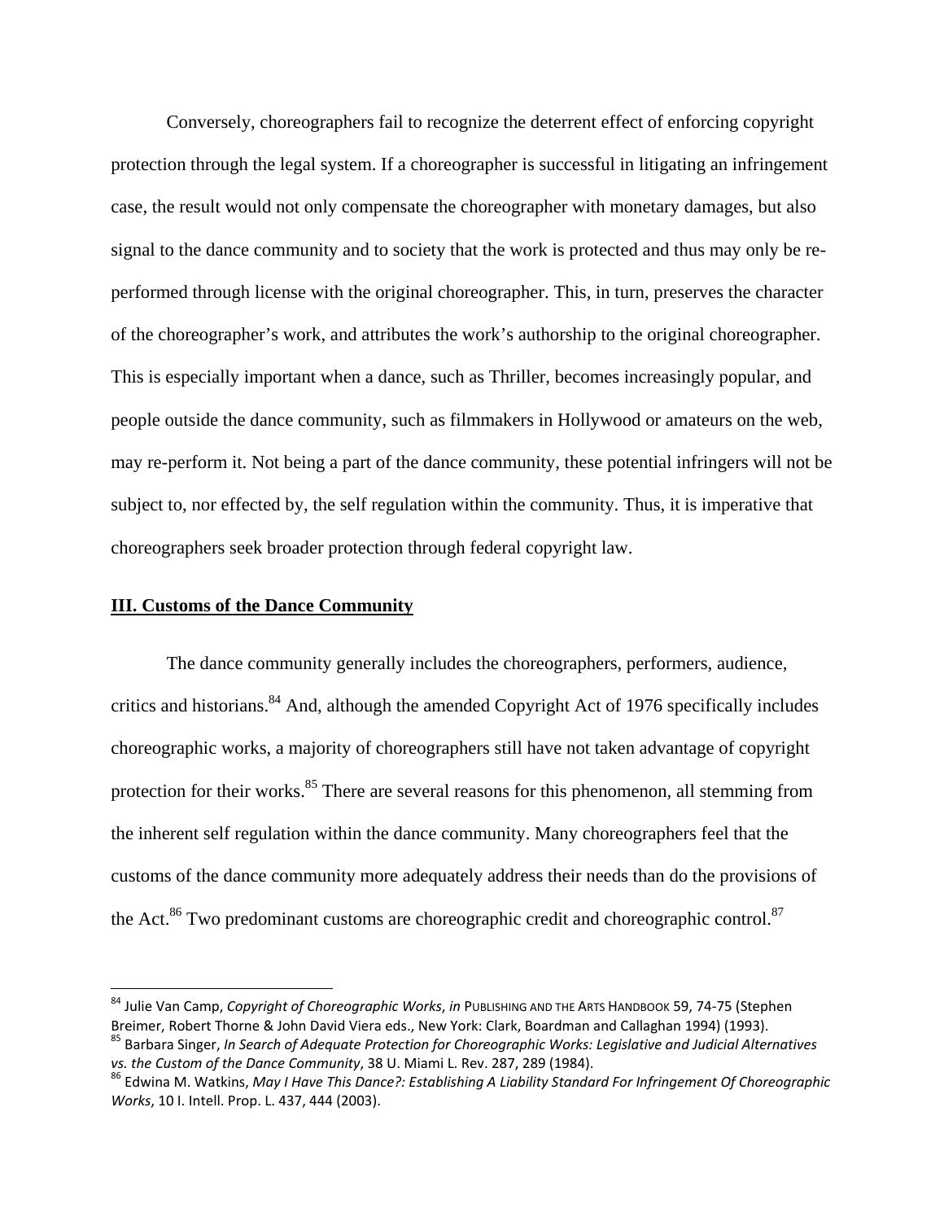Conversely, choreographers fail to recognize the deterrent effect of enforcing copyright protection through the legal system. If a choreographer is successful in litigating an infringement case, the result would not only compensate the choreographer with monetary damages, but also signal to the dance community and to society that the work is protected and thus may only be re-performed through license with the original choreographer. This, in turn, preserves the character of the choreographer's work, and attributes the work's authorship to the original choreographer. This is especially important when a dance, such as Thriller, becomes increasingly popular, and people outside the dance community, such as filmmakers in Hollywood or amateurs on the web, may re-perform it. Not being a part of the dance community, these potential infringers will not be subject to, nor effected by, the self regulation within the community. Thus, it is imperative that choreographers seek broader protection through federal copyright law.

## III. Customs of the Dance Community

The dance community generally includes the choreographers, performers, audience, critics and historians.[84] And, although the amended Copyright Act of 1976 specifically includes choreographic works, a majority of choreographers still have not taken advantage of copyright protection for their works.[85] There are several reasons for this phenomenon, all stemming from the inherent self regulation within the dance community. Many choreographers feel that the customs of the dance community more adequately address their needs than do the provisions of the Act.[86] Two predominant customs are choreographic credit and choreographic control.[87]

---

[84] Julie Van Camp, *Copyright of Choreographic Works*, *in* PUBLISHING AND THE ARTS HANDBOOK 59, 74-75 (Stephen Breimer, Robert Thorne & John David Viera eds., New York: Clark, Boardman and Callaghan 1994) (1993).

[85] Barbara Singer, *In Search of Adequate Protection for Choreographic Works: Legislative and Judicial Alternatives vs. the Custom of the Dance Community*, 38 U. Miami L. Rev. 287, 289 (1984).

[86] Edwina M. Watkins, *May I Have This Dance?: Establishing A Liability Standard For Infringement Of Choreographic Works*, 10 I. Intell. Prop. L. 437, 444 (2003).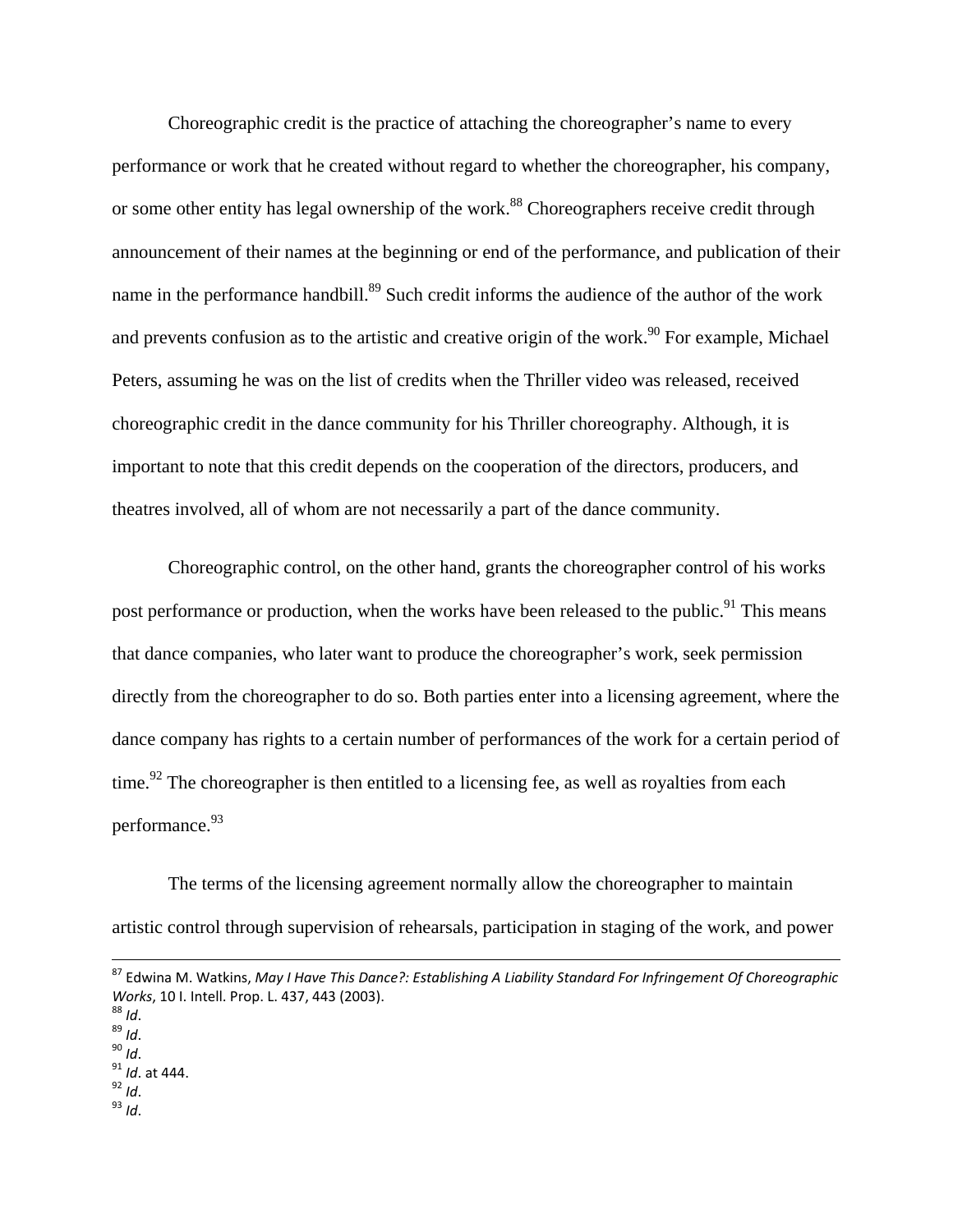Choreographic credit is the practice of attaching the choreographer's name to every performance or work that he created without regard to whether the choreographer, his company, or some other entity has legal ownership of the work.[88] Choreographers receive credit through announcement of their names at the beginning or end of the performance, and publication of their name in the performance handbill.[89] Such credit informs the audience of the author of the work and prevents confusion as to the artistic and creative origin of the work.[90] For example, Michael Peters, assuming he was on the list of credits when the Thriller video was released, received choreographic credit in the dance community for his Thriller choreography. Although, it is important to note that this credit depends on the cooperation of the directors, producers, and theatres involved, all of whom are not necessarily a part of the dance community.

Choreographic control, on the other hand, grants the choreographer control of his works post performance or production, when the works have been released to the public.[91] This means that dance companies, who later want to produce the choreographer's work, seek permission directly from the choreographer to do so. Both parties enter into a licensing agreement, where the dance company has rights to a certain number of performances of the work for a certain period of time.[92] The choreographer is then entitled to a licensing fee, as well as royalties from each performance.[93]

The terms of the licensing agreement normally allow the choreographer to maintain artistic control through supervision of rehearsals, participation in staging of the work, and power

---

[87] Edwina M. Watkins, *May I Have This Dance?: Establishing A Liability Standard For Infringement Of Choreographic Works*, 10 I. Intell. Prop. L. 437, 443 (2003).
[88] *Id*.
[89] *Id*.
[90] *Id*.
[91] *Id*. at 444.
[92] *Id*.
[93] *Id*.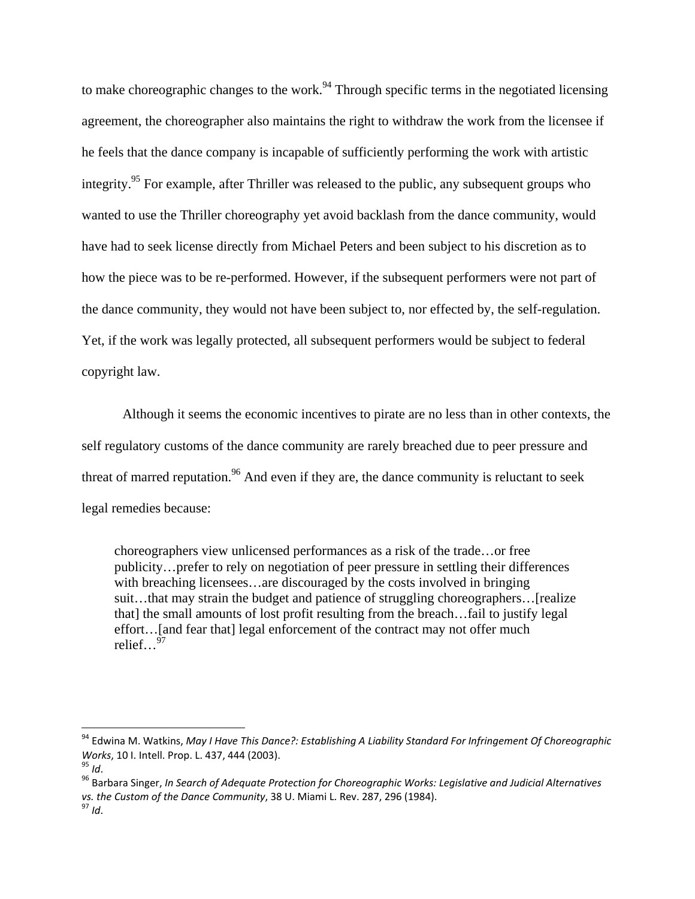to make choreographic changes to the work.[94] Through specific terms in the negotiated licensing agreement, the choreographer also maintains the right to withdraw the work from the licensee if he feels that the dance company is incapable of sufficiently performing the work with artistic integrity.[95] For example, after Thriller was released to the public, any subsequent groups who wanted to use the Thriller choreography yet avoid backlash from the dance community, would have had to seek license directly from Michael Peters and been subject to his discretion as to how the piece was to be re-performed. However, if the subsequent performers were not part of the dance community, they would not have been subject to, nor effected by, the self-regulation. Yet, if the work was legally protected, all subsequent performers would be subject to federal copyright law.

Although it seems the economic incentives to pirate are no less than in other contexts, the self regulatory customs of the dance community are rarely breached due to peer pressure and threat of marred reputation.[96] And even if they are, the dance community is reluctant to seek legal remedies because:

> choreographers view unlicensed performances as a risk of the trade…or free publicity…prefer to rely on negotiation of peer pressure in settling their differences with breaching licensees…are discouraged by the costs involved in bringing suit…that may strain the budget and patience of struggling choreographers…[realize that] the small amounts of lost profit resulting from the breach…fail to justify legal effort…[and fear that] legal enforcement of the contract may not offer much relief…[97]

---

[94] Edwina M. Watkins, *May I Have This Dance?: Establishing A Liability Standard For Infringement Of Choreographic Works*, 10 I. Intell. Prop. L. 437, 444 (2003).
[95] *Id*.
[96] Barbara Singer, *In Search of Adequate Protection for Choreographic Works: Legislative and Judicial Alternatives vs. the Custom of the Dance Community*, 38 U. Miami L. Rev. 287, 296 (1984).
[97] *Id*.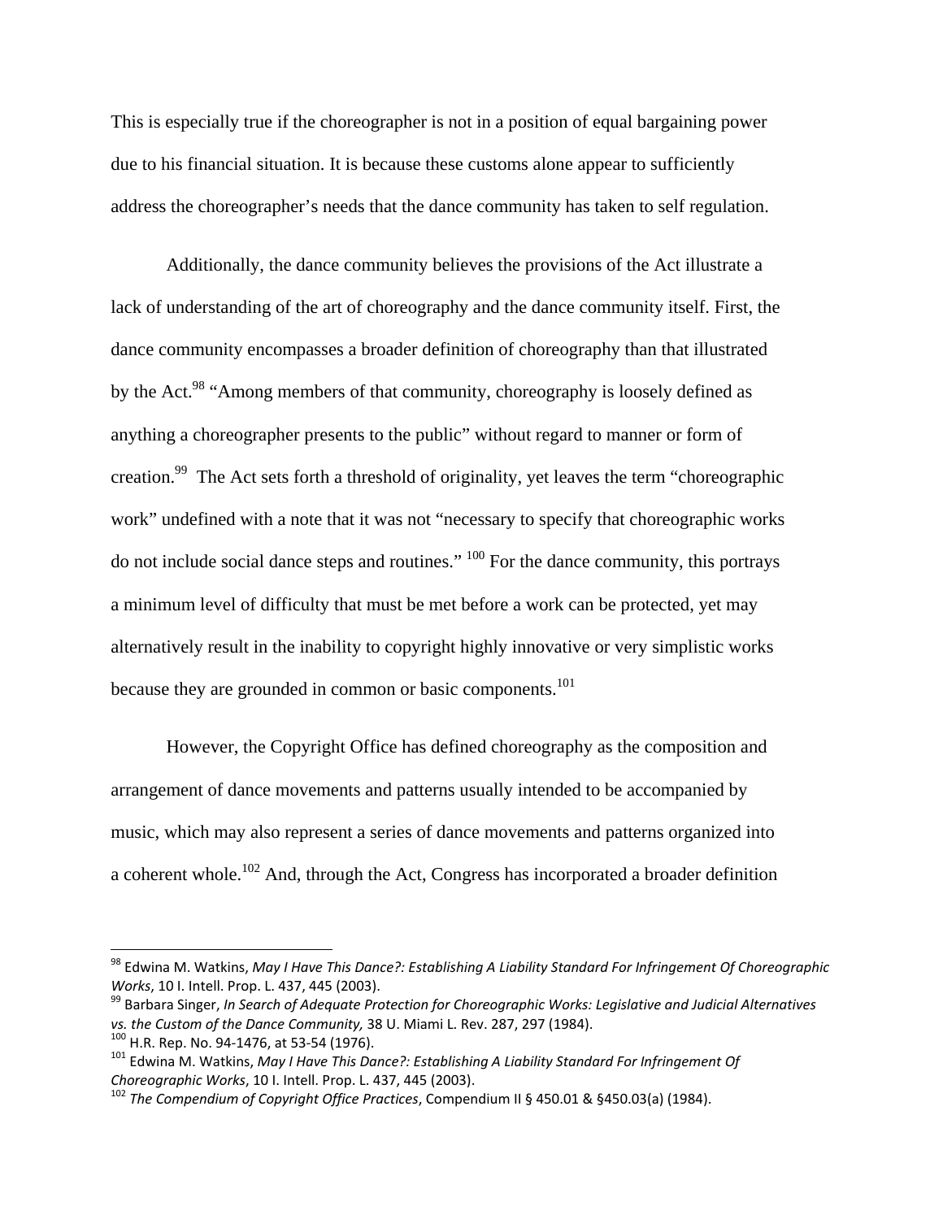This is especially true if the choreographer is not in a position of equal bargaining power due to his financial situation. It is because these customs alone appear to sufficiently address the choreographer's needs that the dance community has taken to self regulation.

Additionally, the dance community believes the provisions of the Act illustrate a lack of understanding of the art of choreography and the dance community itself. First, the dance community encompasses a broader definition of choreography than that illustrated by the Act.[98] "Among members of that community, choreography is loosely defined as anything a choreographer presents to the public" without regard to manner or form of creation.[99] The Act sets forth a threshold of originality, yet leaves the term "choreographic work" undefined with a note that it was not "necessary to specify that choreographic works do not include social dance steps and routines." [100] For the dance community, this portrays a minimum level of difficulty that must be met before a work can be protected, yet may alternatively result in the inability to copyright highly innovative or very simplistic works because they are grounded in common or basic components.[101]

However, the Copyright Office has defined choreography as the composition and arrangement of dance movements and patterns usually intended to be accompanied by music, which may also represent a series of dance movements and patterns organized into a coherent whole.[102] And, through the Act, Congress has incorporated a broader definition

---

[98] Edwina M. Watkins, *May I Have This Dance?: Establishing A Liability Standard For Infringement Of Choreographic Works*, 10 I. Intell. Prop. L. 437, 445 (2003).

[99] Barbara Singer, *In Search of Adequate Protection for Choreographic Works: Legislative and Judicial Alternatives vs. the Custom of the Dance Community,* 38 U. Miami L. Rev. 287, 297 (1984).

[100] H.R. Rep. No. 94-1476, at 53-54 (1976).

[101] Edwina M. Watkins, *May I Have This Dance?: Establishing A Liability Standard For Infringement Of Choreographic Works*, 10 I. Intell. Prop. L. 437, 445 (2003).

[102] *The Compendium of Copyright Office Practices*, Compendium II § 450.01 & §450.03(a) (1984).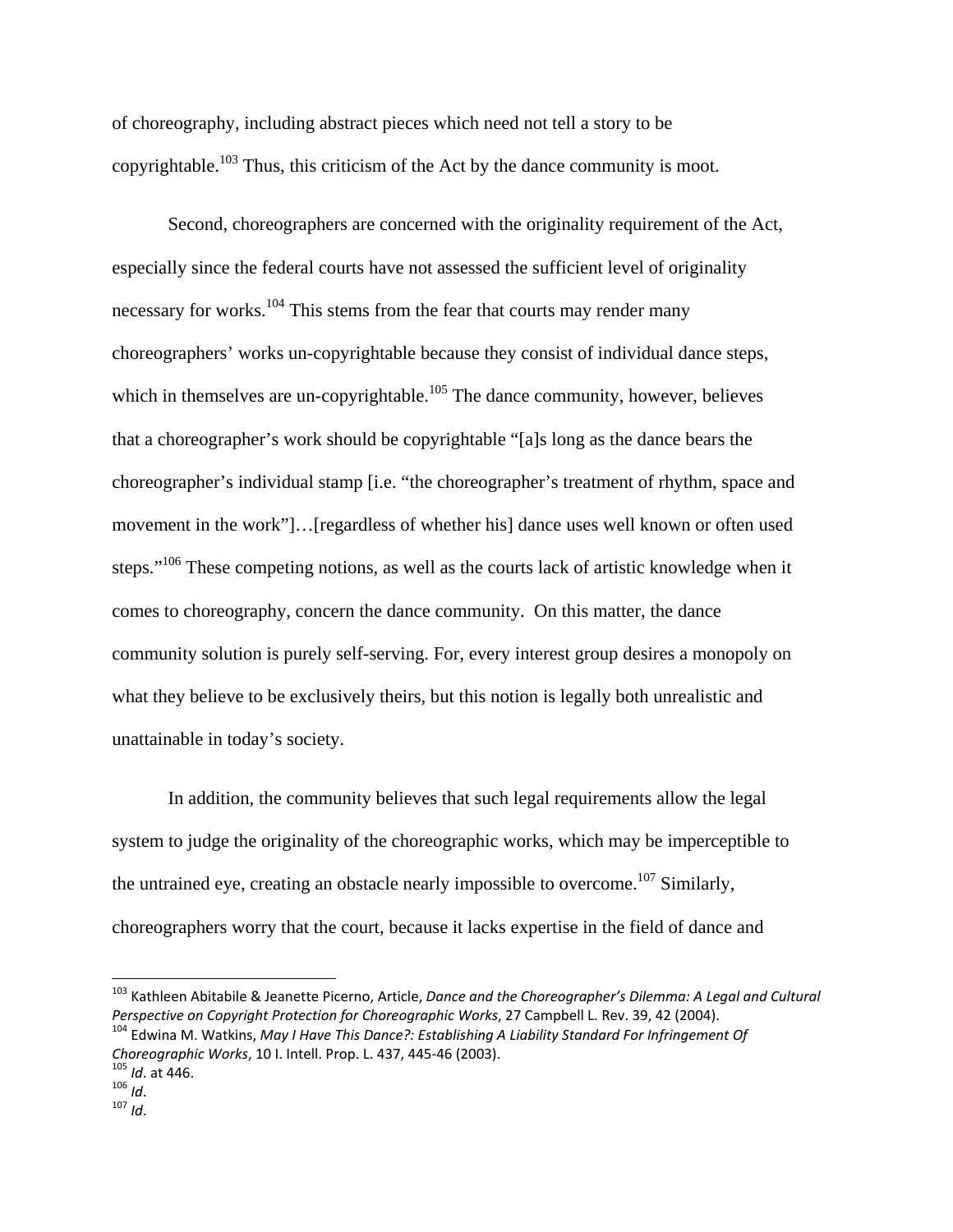of choreography, including abstract pieces which need not tell a story to be copyrightable.[103] Thus, this criticism of the Act by the dance community is moot.

Second, choreographers are concerned with the originality requirement of the Act, especially since the federal courts have not assessed the sufficient level of originality necessary for works.[104] This stems from the fear that courts may render many choreographers' works un-copyrightable because they consist of individual dance steps, which in themselves are un-copyrightable.[105] The dance community, however, believes that a choreographer's work should be copyrightable "[a]s long as the dance bears the choreographer's individual stamp [i.e. "the choreographer's treatment of rhythm, space and movement in the work"]…[regardless of whether his] dance uses well known or often used steps."[106] These competing notions, as well as the courts lack of artistic knowledge when it comes to choreography, concern the dance community. On this matter, the dance community solution is purely self-serving. For, every interest group desires a monopoly on what they believe to be exclusively theirs, but this notion is legally both unrealistic and unattainable in today's society.

In addition, the community believes that such legal requirements allow the legal system to judge the originality of the choreographic works, which may be imperceptible to the untrained eye, creating an obstacle nearly impossible to overcome.[107] Similarly, choreographers worry that the court, because it lacks expertise in the field of dance and

---

[103] Kathleen Abitabile & Jeanette Picerno, Article, *Dance and the Choreographer's Dilemma: A Legal and Cultural Perspective on Copyright Protection for Choreographic Works*, 27 Campbell L. Rev. 39, 42 (2004).

[104] Edwina M. Watkins, *May I Have This Dance?: Establishing A Liability Standard For Infringement Of Choreographic Works*, 10 I. Intell. Prop. L. 437, 445-46 (2003).

[105] *Id*. at 446.

[106] *Id*.

[107] *Id*.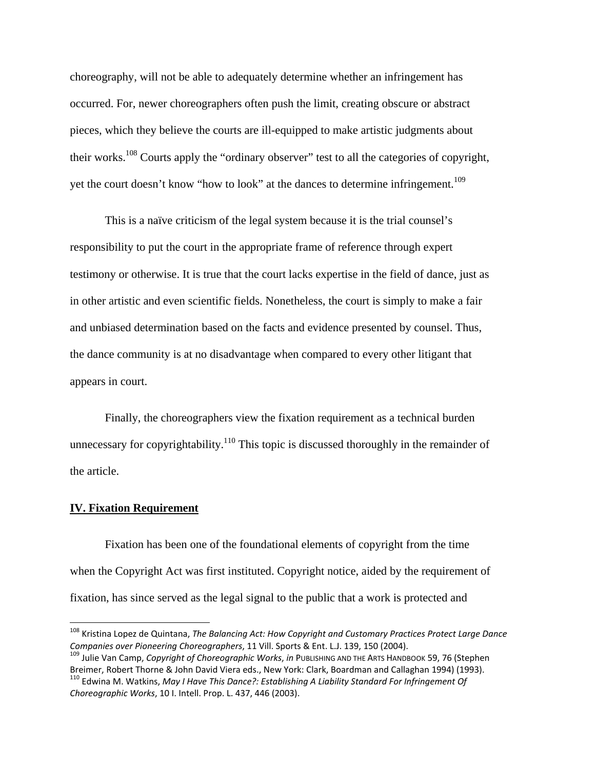choreography, will not be able to adequately determine whether an infringement has occurred. For, newer choreographers often push the limit, creating obscure or abstract pieces, which they believe the courts are ill-equipped to make artistic judgments about their works.[108] Courts apply the "ordinary observer" test to all the categories of copyright, yet the court doesn't know "how to look" at the dances to determine infringement.[109]

This is a naïve criticism of the legal system because it is the trial counsel's responsibility to put the court in the appropriate frame of reference through expert testimony or otherwise. It is true that the court lacks expertise in the field of dance, just as in other artistic and even scientific fields. Nonetheless, the court is simply to make a fair and unbiased determination based on the facts and evidence presented by counsel. Thus, the dance community is at no disadvantage when compared to every other litigant that appears in court.

Finally, the choreographers view the fixation requirement as a technical burden unnecessary for copyrightability.[110] This topic is discussed thoroughly in the remainder of the article.

## **IV. Fixation Requirement**

Fixation has been one of the foundational elements of copyright from the time when the Copyright Act was first instituted. Copyright notice, aided by the requirement of fixation, has since served as the legal signal to the public that a work is protected and

---

[108] Kristina Lopez de Quintana, *The Balancing Act: How Copyright and Customary Practices Protect Large Dance Companies over Pioneering Choreographers*, 11 Vill. Sports & Ent. L.J. 139, 150 (2004).

[109] Julie Van Camp, *Copyright of Choreographic Works*, *in* PUBLISHING AND THE ARTS HANDBOOK 59, 76 (Stephen Breimer, Robert Thorne & John David Viera eds., New York: Clark, Boardman and Callaghan 1994) (1993).

[110] Edwina M. Watkins, *May I Have This Dance?: Establishing A Liability Standard For Infringement Of Choreographic Works*, 10 I. Intell. Prop. L. 437, 446 (2003).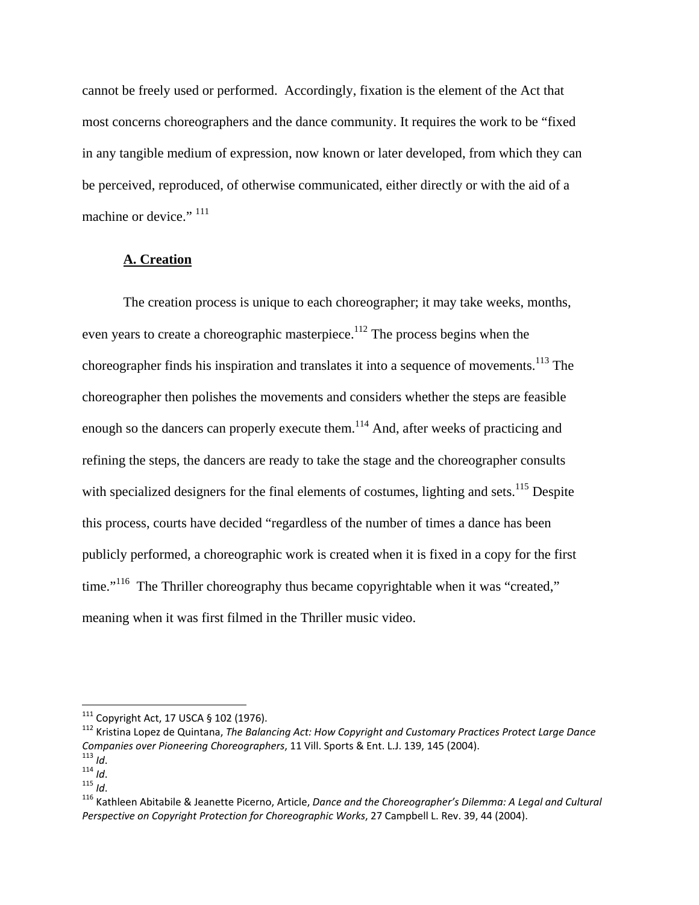cannot be freely used or performed. Accordingly, fixation is the element of the Act that most concerns choreographers and the dance community. It requires the work to be "fixed in any tangible medium of expression, now known or later developed, from which they can be perceived, reproduced, of otherwise communicated, either directly or with the aid of a machine or device." [111]

### A. Creation

The creation process is unique to each choreographer; it may take weeks, months, even years to create a choreographic masterpiece.[112] The process begins when the choreographer finds his inspiration and translates it into a sequence of movements.[113] The choreographer then polishes the movements and considers whether the steps are feasible enough so the dancers can properly execute them.[114] And, after weeks of practicing and refining the steps, the dancers are ready to take the stage and the choreographer consults with specialized designers for the final elements of costumes, lighting and sets.[115] Despite this process, courts have decided "regardless of the number of times a dance has been publicly performed, a choreographic work is created when it is fixed in a copy for the first time."[116] The Thriller choreography thus became copyrightable when it was "created," meaning when it was first filmed in the Thriller music video.

---

[111] Copyright Act, 17 USCA § 102 (1976).

[112] Kristina Lopez de Quintana, *The Balancing Act: How Copyright and Customary Practices Protect Large Dance Companies over Pioneering Choreographers*, 11 Vill. Sports & Ent. L.J. 139, 145 (2004).

[113] *Id*.

[114] *Id*.

[115] *Id*.

[116] Kathleen Abitabile & Jeanette Picerno, Article, *Dance and the Choreographer's Dilemma: A Legal and Cultural Perspective on Copyright Protection for Choreographic Works*, 27 Campbell L. Rev. 39, 44 (2004).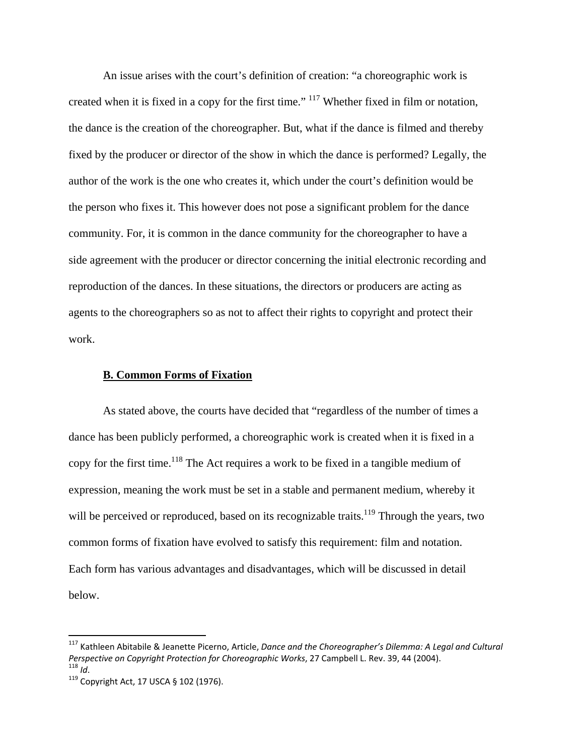An issue arises with the court's definition of creation: "a choreographic work is created when it is fixed in a copy for the first time." [117] Whether fixed in film or notation, the dance is the creation of the choreographer. But, what if the dance is filmed and thereby fixed by the producer or director of the show in which the dance is performed? Legally, the author of the work is the one who creates it, which under the court's definition would be the person who fixes it. This however does not pose a significant problem for the dance community. For, it is common in the dance community for the choreographer to have a side agreement with the producer or director concerning the initial electronic recording and reproduction of the dances. In these situations, the directors or producers are acting as agents to the choreographers so as not to affect their rights to copyright and protect their work.

## **B. Common Forms of Fixation**

As stated above, the courts have decided that "regardless of the number of times a dance has been publicly performed, a choreographic work is created when it is fixed in a copy for the first time.[118] The Act requires a work to be fixed in a tangible medium of expression, meaning the work must be set in a stable and permanent medium, whereby it will be perceived or reproduced, based on its recognizable traits.[119] Through the years, two common forms of fixation have evolved to satisfy this requirement: film and notation. Each form has various advantages and disadvantages, which will be discussed in detail below.

---

[117] Kathleen Abitabile & Jeanette Picerno, Article, *Dance and the Choreographer's Dilemma: A Legal and Cultural Perspective on Copyright Protection for Choreographic Works*, 27 Campbell L. Rev. 39, 44 (2004).

[118] *Id*.

[119] Copyright Act, 17 USCA § 102 (1976).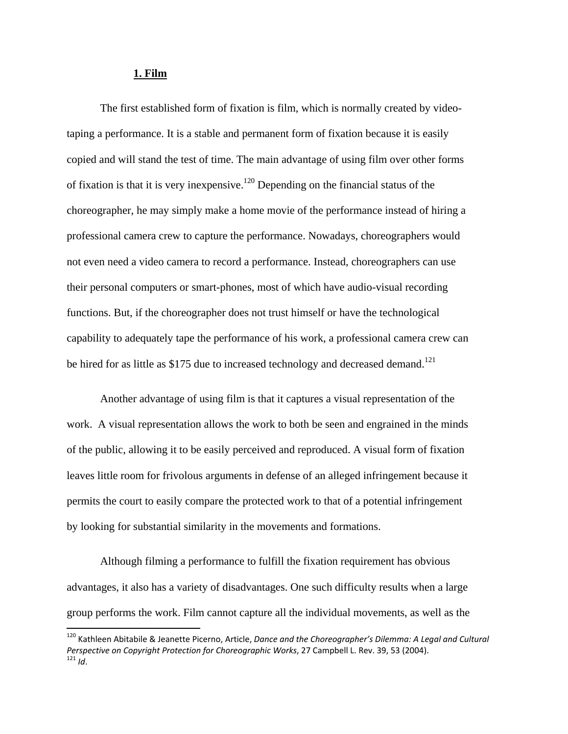### 1. Film

The first established form of fixation is film, which is normally created by video-taping a performance. It is a stable and permanent form of fixation because it is easily copied and will stand the test of time. The main advantage of using film over other forms of fixation is that it is very inexpensive.[120] Depending on the financial status of the choreographer, he may simply make a home movie of the performance instead of hiring a professional camera crew to capture the performance. Nowadays, choreographers would not even need a video camera to record a performance. Instead, choreographers can use their personal computers or smart-phones, most of which have audio-visual recording functions. But, if the choreographer does not trust himself or have the technological capability to adequately tape the performance of his work, a professional camera crew can be hired for as little as $175 due to increased technology and decreased demand.[121]

Another advantage of using film is that it captures a visual representation of the work. A visual representation allows the work to both be seen and engrained in the minds of the public, allowing it to be easily perceived and reproduced. A visual form of fixation leaves little room for frivolous arguments in defense of an alleged infringement because it permits the court to easily compare the protected work to that of a potential infringement by looking for substantial similarity in the movements and formations.

Although filming a performance to fulfill the fixation requirement has obvious advantages, it also has a variety of disadvantages. One such difficulty results when a large group performs the work. Film cannot capture all the individual movements, as well as the

---

[120] Kathleen Abitabile & Jeanette Picerno, Article, *Dance and the Choreographer's Dilemma: A Legal and Cultural Perspective on Copyright Protection for Choreographic Works*, 27 Campbell L. Rev. 39, 53 (2004).

[121] *Id*.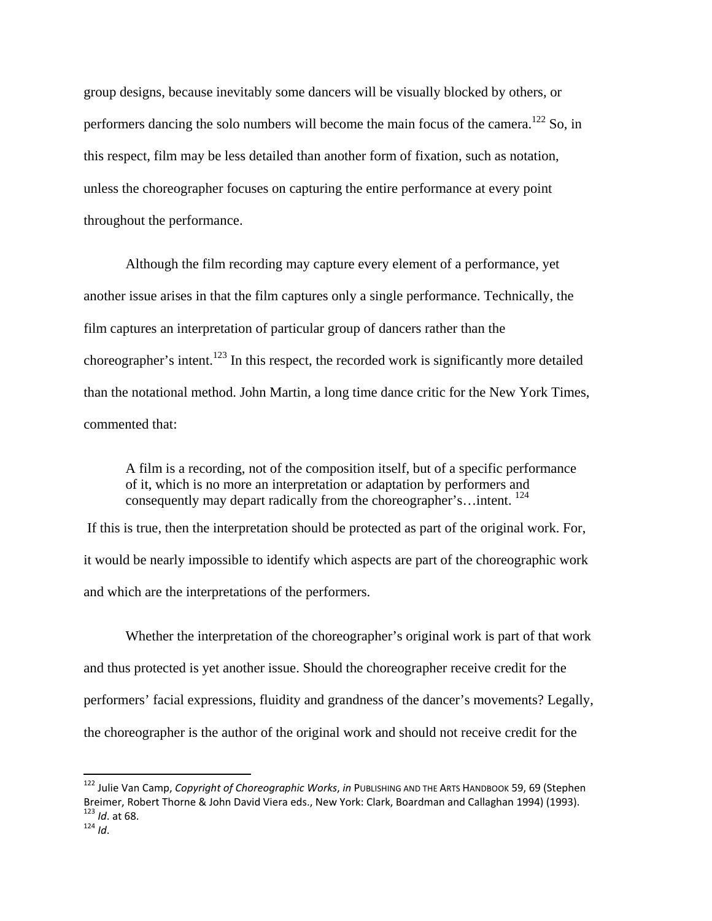group designs, because inevitably some dancers will be visually blocked by others, or performers dancing the solo numbers will become the main focus of the camera.[122] So, in this respect, film may be less detailed than another form of fixation, such as notation, unless the choreographer focuses on capturing the entire performance at every point throughout the performance.

Although the film recording may capture every element of a performance, yet another issue arises in that the film captures only a single performance. Technically, the film captures an interpretation of particular group of dancers rather than the choreographer's intent.[123] In this respect, the recorded work is significantly more detailed than the notational method. John Martin, a long time dance critic for the New York Times, commented that:

> A film is a recording, not of the composition itself, but of a specific performance of it, which is no more an interpretation or adaptation by performers and consequently may depart radically from the choreographer's…intent. [124]

If this is true, then the interpretation should be protected as part of the original work. For, it would be nearly impossible to identify which aspects are part of the choreographic work and which are the interpretations of the performers.

Whether the interpretation of the choreographer's original work is part of that work and thus protected is yet another issue. Should the choreographer receive credit for the performers' facial expressions, fluidity and grandness of the dancer's movements? Legally, the choreographer is the author of the original work and should not receive credit for the

---

[122] Julie Van Camp, *Copyright of Choreographic Works*, *in* PUBLISHING AND THE ARTS HANDBOOK 59, 69 (Stephen Breimer, Robert Thorne & John David Viera eds., New York: Clark, Boardman and Callaghan 1994) (1993).
[123] *Id*. at 68.
[124] *Id*.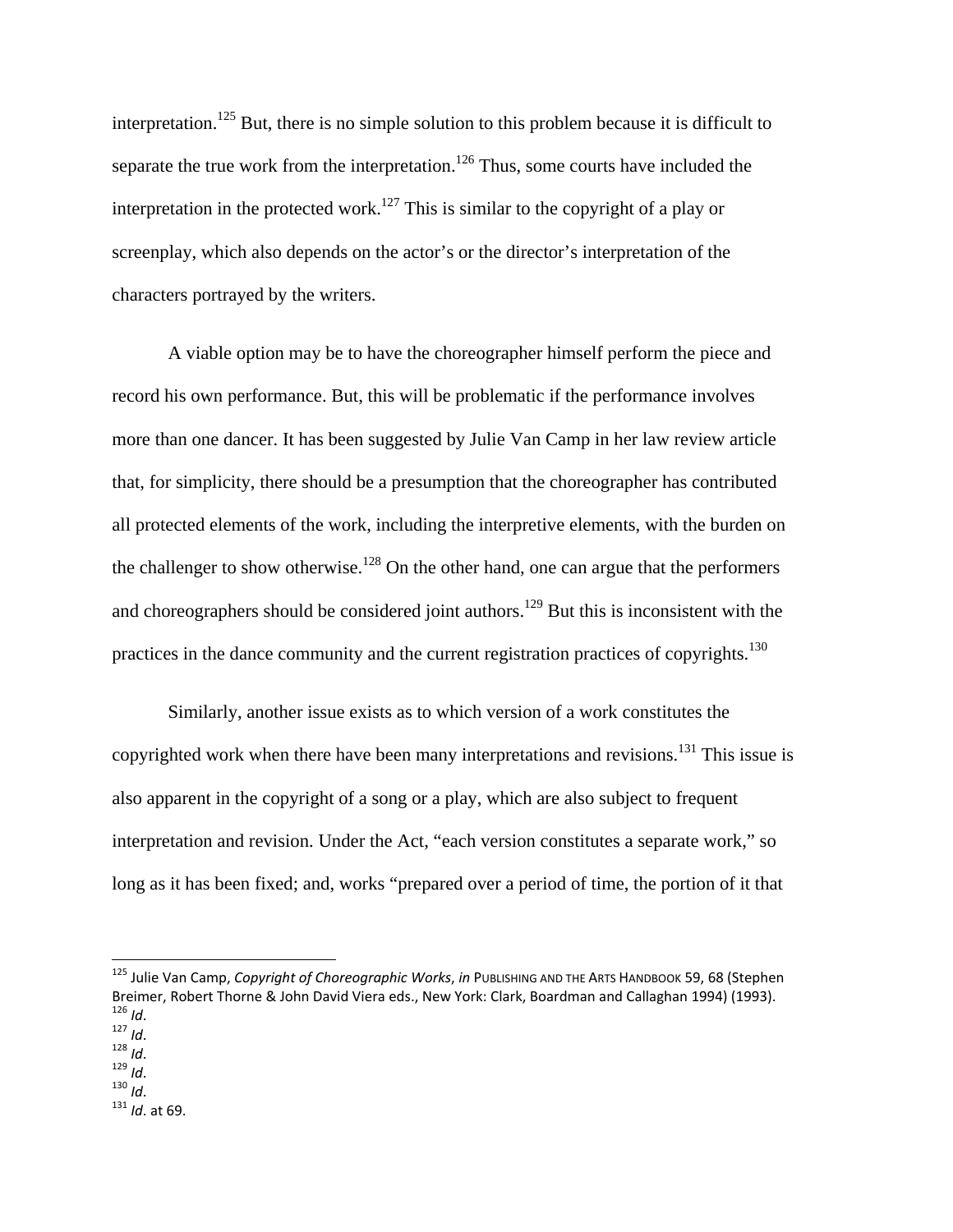interpretation.[125] But, there is no simple solution to this problem because it is difficult to separate the true work from the interpretation.[126] Thus, some courts have included the interpretation in the protected work.[127] This is similar to the copyright of a play or screenplay, which also depends on the actor's or the director's interpretation of the characters portrayed by the writers.

A viable option may be to have the choreographer himself perform the piece and record his own performance. But, this will be problematic if the performance involves more than one dancer. It has been suggested by Julie Van Camp in her law review article that, for simplicity, there should be a presumption that the choreographer has contributed all protected elements of the work, including the interpretive elements, with the burden on the challenger to show otherwise.[128] On the other hand, one can argue that the performers and choreographers should be considered joint authors.[129] But this is inconsistent with the practices in the dance community and the current registration practices of copyrights.[130]

Similarly, another issue exists as to which version of a work constitutes the copyrighted work when there have been many interpretations and revisions.[131] This issue is also apparent in the copyright of a song or a play, which are also subject to frequent interpretation and revision. Under the Act, "each version constitutes a separate work," so long as it has been fixed; and, works "prepared over a period of time, the portion of it that

---

[125] Julie Van Camp, *Copyright of Choreographic Works*, *in* PUBLISHING AND THE ARTS HANDBOOK 59, 68 (Stephen Breimer, Robert Thorne & John David Viera eds., New York: Clark, Boardman and Callaghan 1994) (1993).
[126] *Id*.
[127] *Id*.
[128] *Id*.
[129] *Id*.
[130] *Id*.
[131] *Id*. at 69.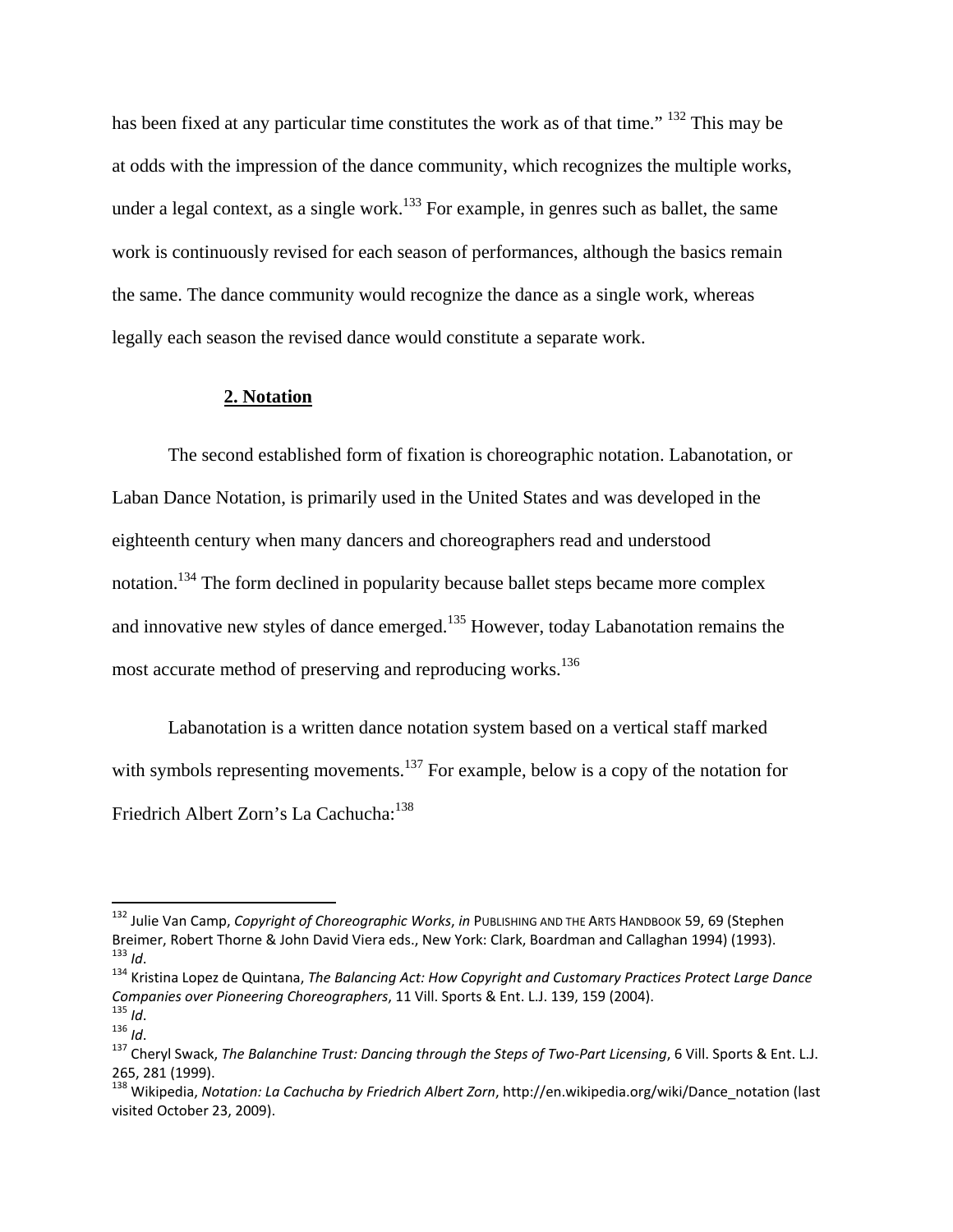has been fixed at any particular time constitutes the work as of that time." [132] This may be at odds with the impression of the dance community, which recognizes the multiple works, under a legal context, as a single work.[133] For example, in genres such as ballet, the same work is continuously revised for each season of performances, although the basics remain the same. The dance community would recognize the dance as a single work, whereas legally each season the revised dance would constitute a separate work.

**2. Notation**

The second established form of fixation is choreographic notation. Labanotation, or Laban Dance Notation, is primarily used in the United States and was developed in the eighteenth century when many dancers and choreographers read and understood notation.[134] The form declined in popularity because ballet steps became more complex and innovative new styles of dance emerged.[135] However, today Labanotation remains the most accurate method of preserving and reproducing works.[136]

Labanotation is a written dance notation system based on a vertical staff marked with symbols representing movements.[137] For example, below is a copy of the notation for Friedrich Albert Zorn's La Cachucha:[138]

---

[132] Julie Van Camp, *Copyright of Choreographic Works*, *in* PUBLISHING AND THE ARTS HANDBOOK 59, 69 (Stephen Breimer, Robert Thorne & John David Viera eds., New York: Clark, Boardman and Callaghan 1994) (1993).

[133] *Id*.

[134] Kristina Lopez de Quintana, *The Balancing Act: How Copyright and Customary Practices Protect Large Dance Companies over Pioneering Choreographers*, 11 Vill. Sports & Ent. L.J. 139, 159 (2004).

[135] *Id*.

[136] *Id*.

[137] Cheryl Swack, *The Balanchine Trust: Dancing through the Steps of Two-Part Licensing*, 6 Vill. Sports & Ent. L.J. 265, 281 (1999).

[138] Wikipedia, *Notation: La Cachucha by Friedrich Albert Zorn*, http://en.wikipedia.org/wiki/Dance_notation (last visited October 23, 2009).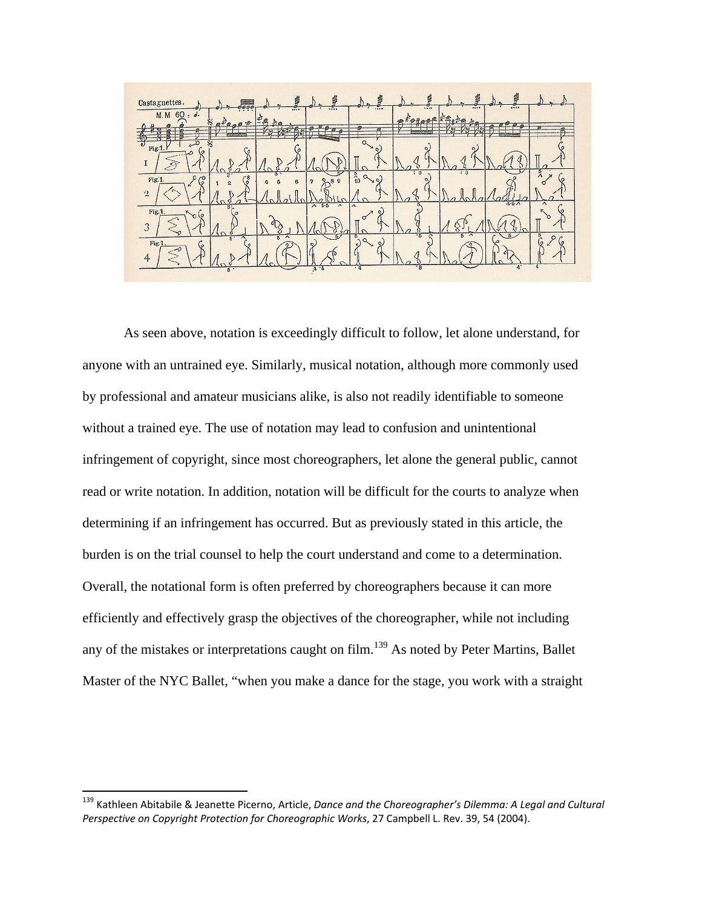As seen above, notation is exceedingly difficult to follow, let alone understand, for anyone with an untrained eye. Similarly, musical notation, although more commonly used by professional and amateur musicians alike, is also not readily identifiable to someone without a trained eye. The use of notation may lead to confusion and unintentional infringement of copyright, since most choreographers, let alone the general public, cannot read or write notation. In addition, notation will be difficult for the courts to analyze when determining if an infringement has occurred. But as previously stated in this article, the burden is on the trial counsel to help the court understand and come to a determination. Overall, the notational form is often preferred by choreographers because it can more efficiently and effectively grasp the objectives of the choreographer, while not including any of the mistakes or interpretations caught on film.[139] As noted by Peter Martins, Ballet Master of the NYC Ballet, "when you make a dance for the stage, you work with a straight

---

[139] Kathleen Abitabile & Jeanette Picerno, Article, *Dance and the Choreographer's Dilemma: A Legal and Cultural Perspective on Copyright Protection for Choreographic Works*, 27 Campbell L. Rev. 39, 54 (2004).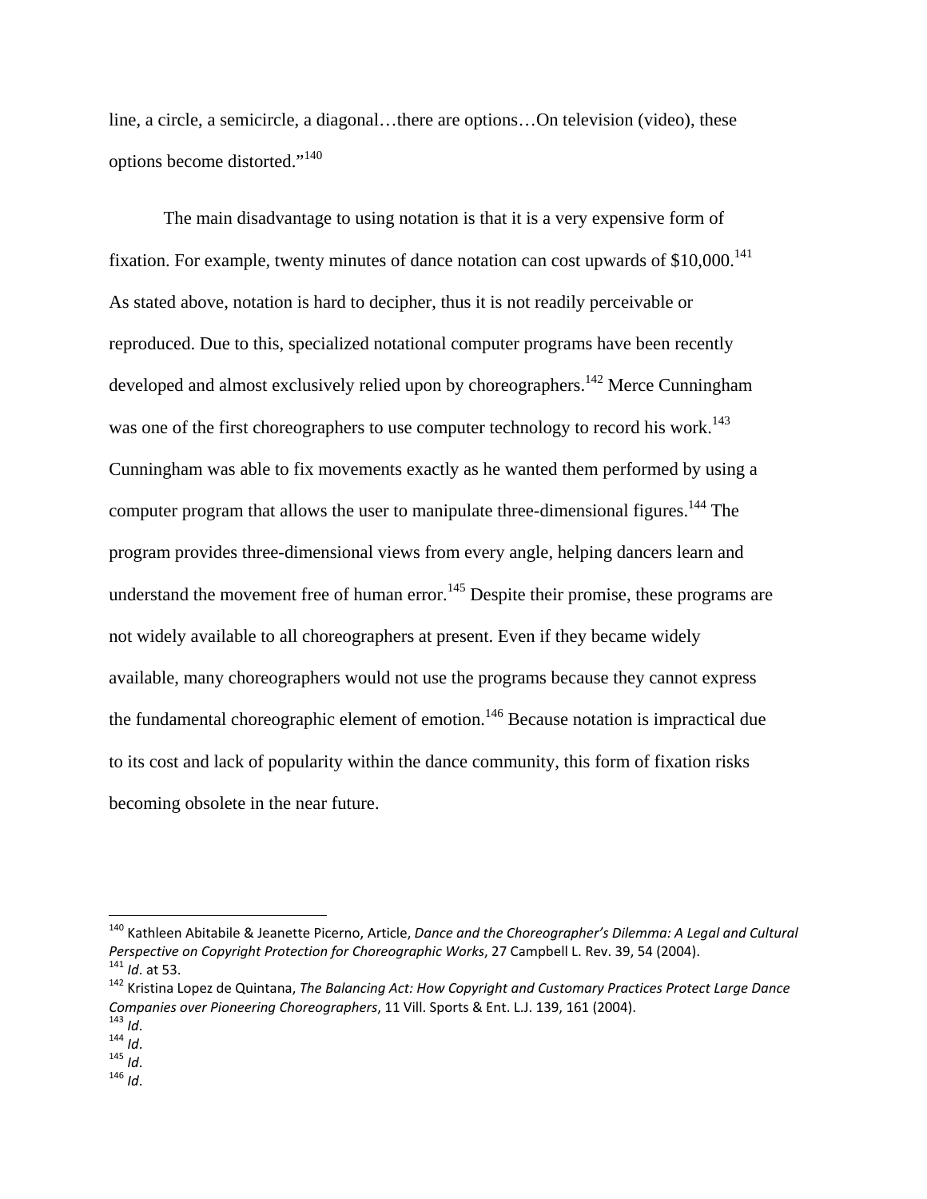line, a circle, a semicircle, a diagonal…there are options…On television (video), these options become distorted."[140]

The main disadvantage to using notation is that it is a very expensive form of fixation. For example, twenty minutes of dance notation can cost upwards of $10,000.[141] As stated above, notation is hard to decipher, thus it is not readily perceivable or reproduced. Due to this, specialized notational computer programs have been recently developed and almost exclusively relied upon by choreographers.[142] Merce Cunningham was one of the first choreographers to use computer technology to record his work.[143] Cunningham was able to fix movements exactly as he wanted them performed by using a computer program that allows the user to manipulate three-dimensional figures.[144] The program provides three-dimensional views from every angle, helping dancers learn and understand the movement free of human error.[145] Despite their promise, these programs are not widely available to all choreographers at present. Even if they became widely available, many choreographers would not use the programs because they cannot express the fundamental choreographic element of emotion.[146] Because notation is impractical due to its cost and lack of popularity within the dance community, this form of fixation risks becoming obsolete in the near future.

---

[140] Kathleen Abitabile & Jeanette Picerno, Article, *Dance and the Choreographer's Dilemma: A Legal and Cultural Perspective on Copyright Protection for Choreographic Works*, 27 Campbell L. Rev. 39, 54 (2004).
[141] *Id*. at 53.
[142] Kristina Lopez de Quintana, *The Balancing Act: How Copyright and Customary Practices Protect Large Dance Companies over Pioneering Choreographers*, 11 Vill. Sports & Ent. L.J. 139, 161 (2004).
[143] *Id*.
[144] *Id*.
[145] *Id*.
[146] *Id*.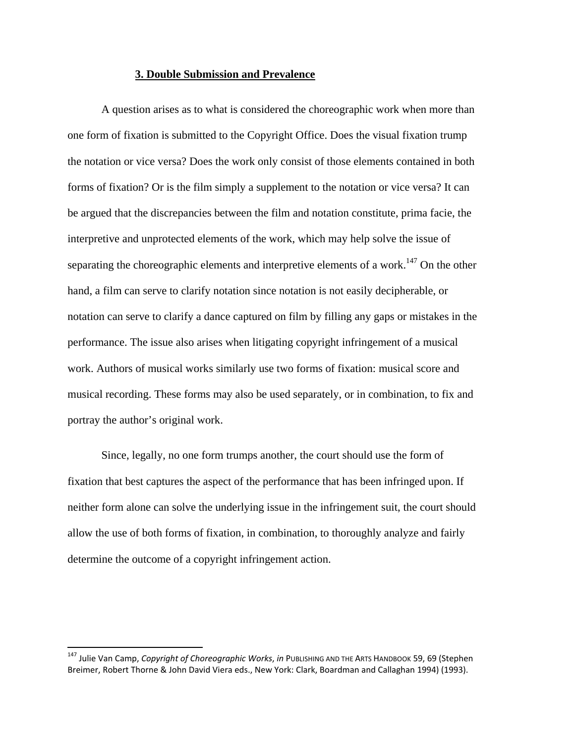### **3. Double Submission and Prevalence**

A question arises as to what is considered the choreographic work when more than one form of fixation is submitted to the Copyright Office. Does the visual fixation trump the notation or vice versa? Does the work only consist of those elements contained in both forms of fixation? Or is the film simply a supplement to the notation or vice versa? It can be argued that the discrepancies between the film and notation constitute, prima facie, the interpretive and unprotected elements of the work, which may help solve the issue of separating the choreographic elements and interpretive elements of a work.[147] On the other hand, a film can serve to clarify notation since notation is not easily decipherable, or notation can serve to clarify a dance captured on film by filling any gaps or mistakes in the performance. The issue also arises when litigating copyright infringement of a musical work. Authors of musical works similarly use two forms of fixation: musical score and musical recording. These forms may also be used separately, or in combination, to fix and portray the author's original work.

Since, legally, no one form trumps another, the court should use the form of fixation that best captures the aspect of the performance that has been infringed upon. If neither form alone can solve the underlying issue in the infringement suit, the court should allow the use of both forms of fixation, in combination, to thoroughly analyze and fairly determine the outcome of a copyright infringement action.

---

[147] Julie Van Camp, *Copyright of Choreographic Works*, *in* PUBLISHING AND THE ARTS HANDBOOK 59, 69 (Stephen Breimer, Robert Thorne & John David Viera eds., New York: Clark, Boardman and Callaghan 1994) (1993).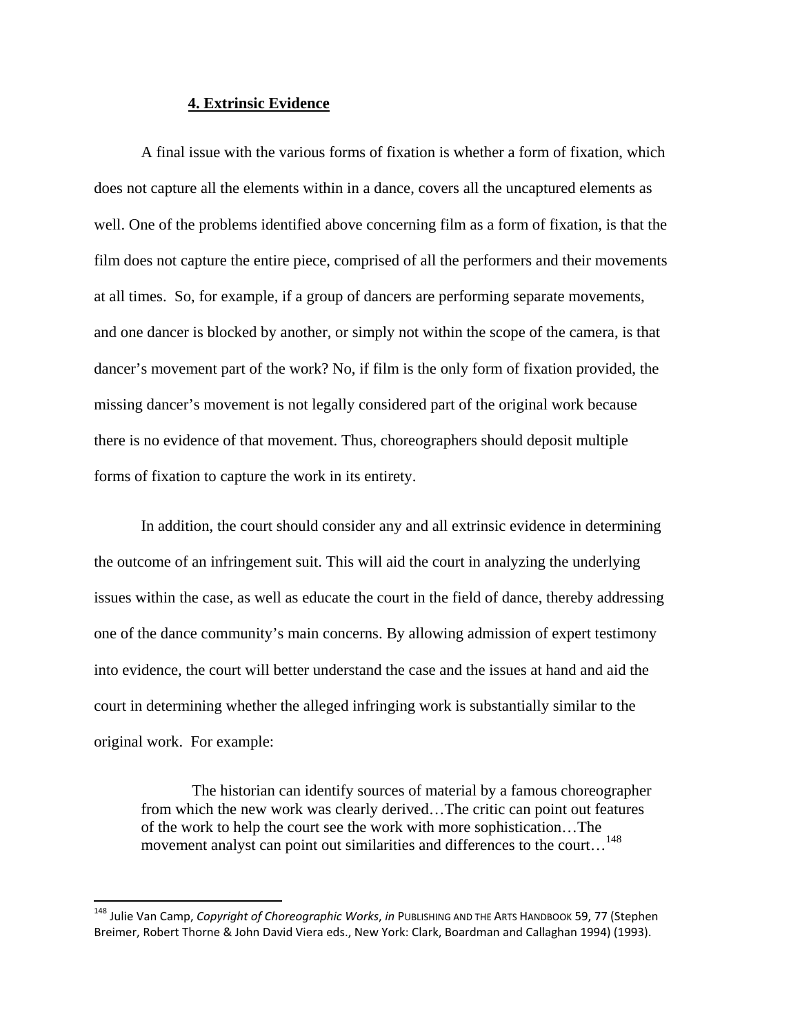#### **4. Extrinsic Evidence**

A final issue with the various forms of fixation is whether a form of fixation, which does not capture all the elements within in a dance, covers all the uncaptured elements as well. One of the problems identified above concerning film as a form of fixation, is that the film does not capture the entire piece, comprised of all the performers and their movements at all times. So, for example, if a group of dancers are performing separate movements, and one dancer is blocked by another, or simply not within the scope of the camera, is that dancer's movement part of the work? No, if film is the only form of fixation provided, the missing dancer's movement is not legally considered part of the original work because there is no evidence of that movement. Thus, choreographers should deposit multiple forms of fixation to capture the work in its entirety.

In addition, the court should consider any and all extrinsic evidence in determining the outcome of an infringement suit. This will aid the court in analyzing the underlying issues within the case, as well as educate the court in the field of dance, thereby addressing one of the dance community's main concerns. By allowing admission of expert testimony into evidence, the court will better understand the case and the issues at hand and aid the court in determining whether the alleged infringing work is substantially similar to the original work. For example:

> The historian can identify sources of material by a famous choreographer from which the new work was clearly derived…The critic can point out features of the work to help the court see the work with more sophistication…The movement analyst can point out similarities and differences to the court…[148]

---

[148] Julie Van Camp, *Copyright of Choreographic Works*, *in* PUBLISHING AND THE ARTS HANDBOOK 59, 77 (Stephen Breimer, Robert Thorne & John David Viera eds., New York: Clark, Boardman and Callaghan 1994) (1993).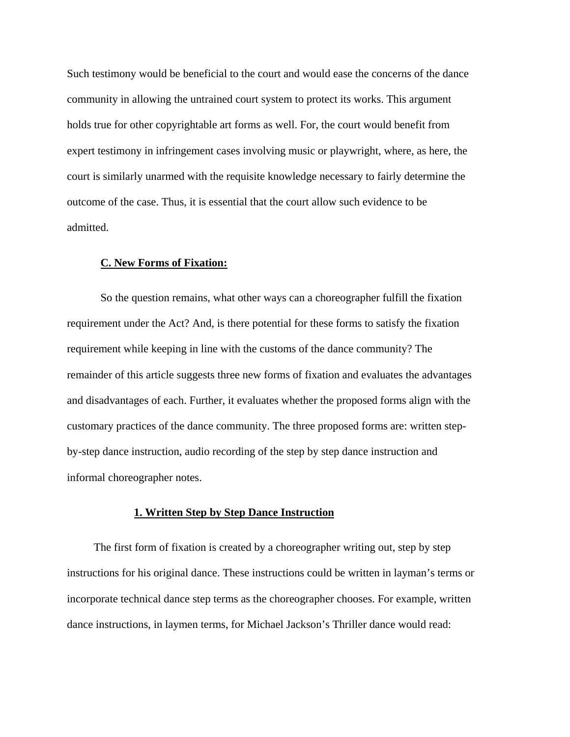Such testimony would be beneficial to the court and would ease the concerns of the dance community in allowing the untrained court system to protect its works. This argument holds true for other copyrightable art forms as well. For, the court would benefit from expert testimony in infringement cases involving music or playwright, where, as here, the court is similarly unarmed with the requisite knowledge necessary to fairly determine the outcome of the case. Thus, it is essential that the court allow such evidence to be admitted.

### C. New Forms of Fixation:

So the question remains, what other ways can a choreographer fulfill the fixation requirement under the Act? And, is there potential for these forms to satisfy the fixation requirement while keeping in line with the customs of the dance community? The remainder of this article suggests three new forms of fixation and evaluates the advantages and disadvantages of each. Further, it evaluates whether the proposed forms align with the customary practices of the dance community. The three proposed forms are: written step-by-step dance instruction, audio recording of the step by step dance instruction and informal choreographer notes.

#### 1. Written Step by Step Dance Instruction

The first form of fixation is created by a choreographer writing out, step by step instructions for his original dance. These instructions could be written in layman's terms or incorporate technical dance step terms as the choreographer chooses. For example, written dance instructions, in laymen terms, for Michael Jackson's Thriller dance would read: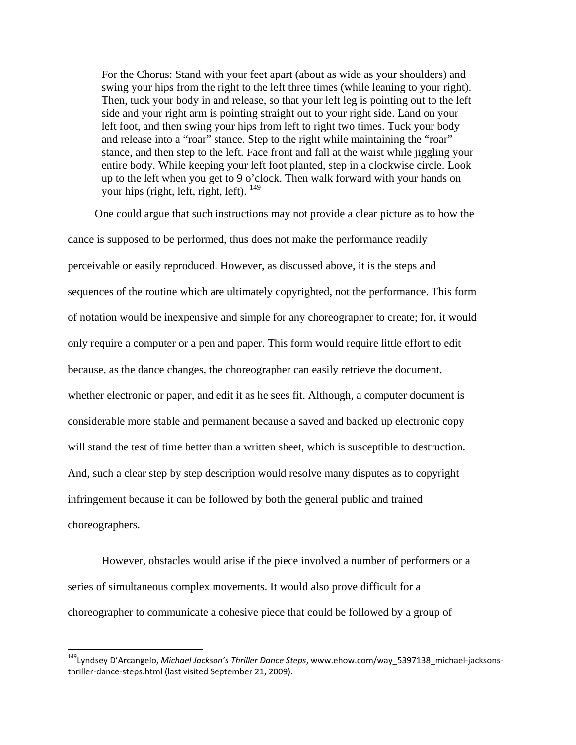> For the Chorus: Stand with your feet apart (about as wide as your shoulders) and swing your hips from the right to the left three times (while leaning to your right). Then, tuck your body in and release, so that your left leg is pointing out to the left side and your right arm is pointing straight out to your right side. Land on your left foot, and then swing your hips from left to right two times. Tuck your body and release into a "roar" stance. Step to the right while maintaining the "roar" stance, and then step to the left. Face front and fall at the waist while jiggling your entire body. While keeping your left foot planted, step in a clockwise circle. Look up to the left when you get to 9 o'clock. Then walk forward with your hands on your hips (right, left, right, left). [149]

One could argue that such instructions may not provide a clear picture as to how the dance is supposed to be performed, thus does not make the performance readily perceivable or easily reproduced. However, as discussed above, it is the steps and sequences of the routine which are ultimately copyrighted, not the performance. This form of notation would be inexpensive and simple for any choreographer to create; for, it would only require a computer or a pen and paper. This form would require little effort to edit because, as the dance changes, the choreographer can easily retrieve the document, whether electronic or paper, and edit it as he sees fit. Although, a computer document is considerable more stable and permanent because a saved and backed up electronic copy will stand the test of time better than a written sheet, which is susceptible to destruction. And, such a clear step by step description would resolve many disputes as to copyright infringement because it can be followed by both the general public and trained choreographers.

However, obstacles would arise if the piece involved a number of performers or a series of simultaneous complex movements. It would also prove difficult for a choreographer to communicate a cohesive piece that could be followed by a group of

---

[149] Lyndsey D'Arcangelo, *Michael Jackson's Thriller Dance Steps*, www.ehow.com/way_5397138_michael-jacksons-thriller-dance-steps.html (last visited September 21, 2009).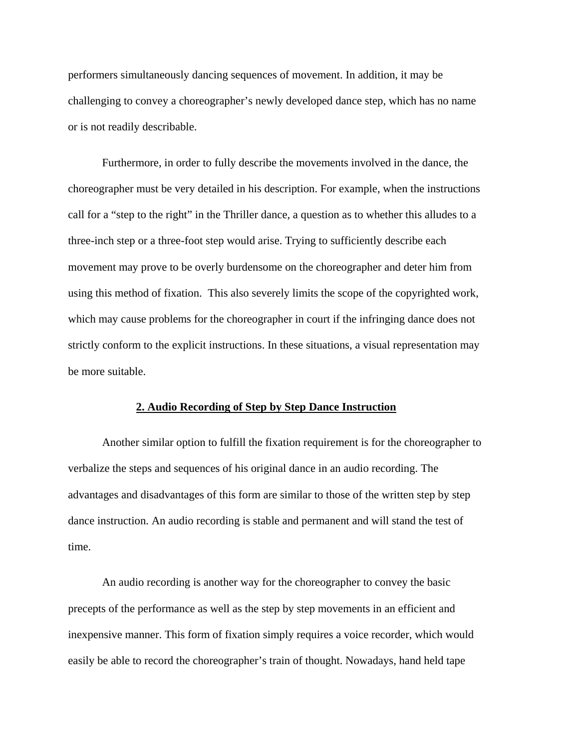performers simultaneously dancing sequences of movement. In addition, it may be challenging to convey a choreographer's newly developed dance step, which has no name or is not readily describable.

Furthermore, in order to fully describe the movements involved in the dance, the choreographer must be very detailed in his description. For example, when the instructions call for a "step to the right" in the Thriller dance, a question as to whether this alludes to a three-inch step or a three-foot step would arise. Trying to sufficiently describe each movement may prove to be overly burdensome on the choreographer and deter him from using this method of fixation. This also severely limits the scope of the copyrighted work, which may cause problems for the choreographer in court if the infringing dance does not strictly conform to the explicit instructions. In these situations, a visual representation may be more suitable.

### **<u>2. Audio Recording of Step by Step Dance Instruction</u>**

Another similar option to fulfill the fixation requirement is for the choreographer to verbalize the steps and sequences of his original dance in an audio recording. The advantages and disadvantages of this form are similar to those of the written step by step dance instruction. An audio recording is stable and permanent and will stand the test of time.

An audio recording is another way for the choreographer to convey the basic precepts of the performance as well as the step by step movements in an efficient and inexpensive manner. This form of fixation simply requires a voice recorder, which would easily be able to record the choreographer's train of thought. Nowadays, hand held tape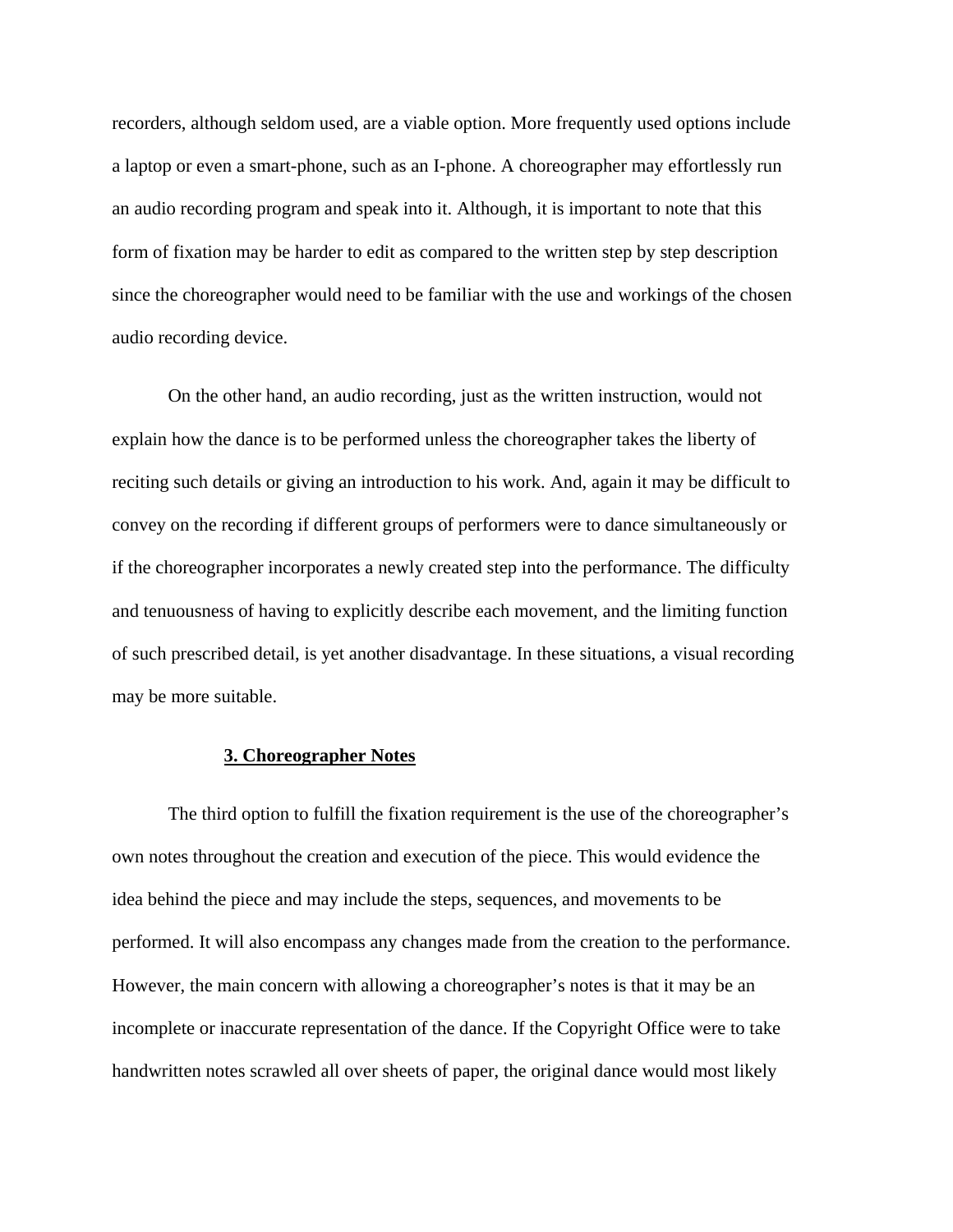recorders, although seldom used, are a viable option. More frequently used options include a laptop or even a smart-phone, such as an I-phone. A choreographer may effortlessly run an audio recording program and speak into it. Although, it is important to note that this form of fixation may be harder to edit as compared to the written step by step description since the choreographer would need to be familiar with the use and workings of the chosen audio recording device.

On the other hand, an audio recording, just as the written instruction, would not explain how the dance is to be performed unless the choreographer takes the liberty of reciting such details or giving an introduction to his work. And, again it may be difficult to convey on the recording if different groups of performers were to dance simultaneously or if the choreographer incorporates a newly created step into the performance. The difficulty and tenuousness of having to explicitly describe each movement, and the limiting function of such prescribed detail, is yet another disadvantage. In these situations, a visual recording may be more suitable.

### 3. Choreographer Notes

The third option to fulfill the fixation requirement is the use of the choreographer's own notes throughout the creation and execution of the piece. This would evidence the idea behind the piece and may include the steps, sequences, and movements to be performed. It will also encompass any changes made from the creation to the performance. However, the main concern with allowing a choreographer's notes is that it may be an incomplete or inaccurate representation of the dance. If the Copyright Office were to take handwritten notes scrawled all over sheets of paper, the original dance would most likely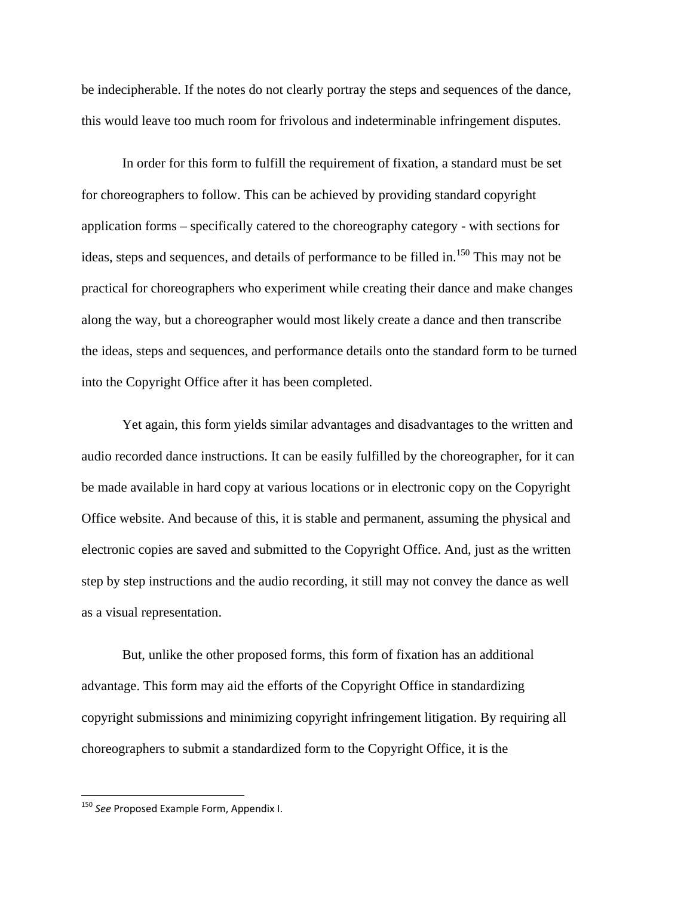be indecipherable. If the notes do not clearly portray the steps and sequences of the dance, this would leave too much room for frivolous and indeterminable infringement disputes.

In order for this form to fulfill the requirement of fixation, a standard must be set for choreographers to follow. This can be achieved by providing standard copyright application forms – specifically catered to the choreography category - with sections for ideas, steps and sequences, and details of performance to be filled in.[150] This may not be practical for choreographers who experiment while creating their dance and make changes along the way, but a choreographer would most likely create a dance and then transcribe the ideas, steps and sequences, and performance details onto the standard form to be turned into the Copyright Office after it has been completed.

Yet again, this form yields similar advantages and disadvantages to the written and audio recorded dance instructions. It can be easily fulfilled by the choreographer, for it can be made available in hard copy at various locations or in electronic copy on the Copyright Office website. And because of this, it is stable and permanent, assuming the physical and electronic copies are saved and submitted to the Copyright Office. And, just as the written step by step instructions and the audio recording, it still may not convey the dance as well as a visual representation.

But, unlike the other proposed forms, this form of fixation has an additional advantage. This form may aid the efforts of the Copyright Office in standardizing copyright submissions and minimizing copyright infringement litigation. By requiring all choreographers to submit a standardized form to the Copyright Office, it is the

---

[150] *See* Proposed Example Form, Appendix I.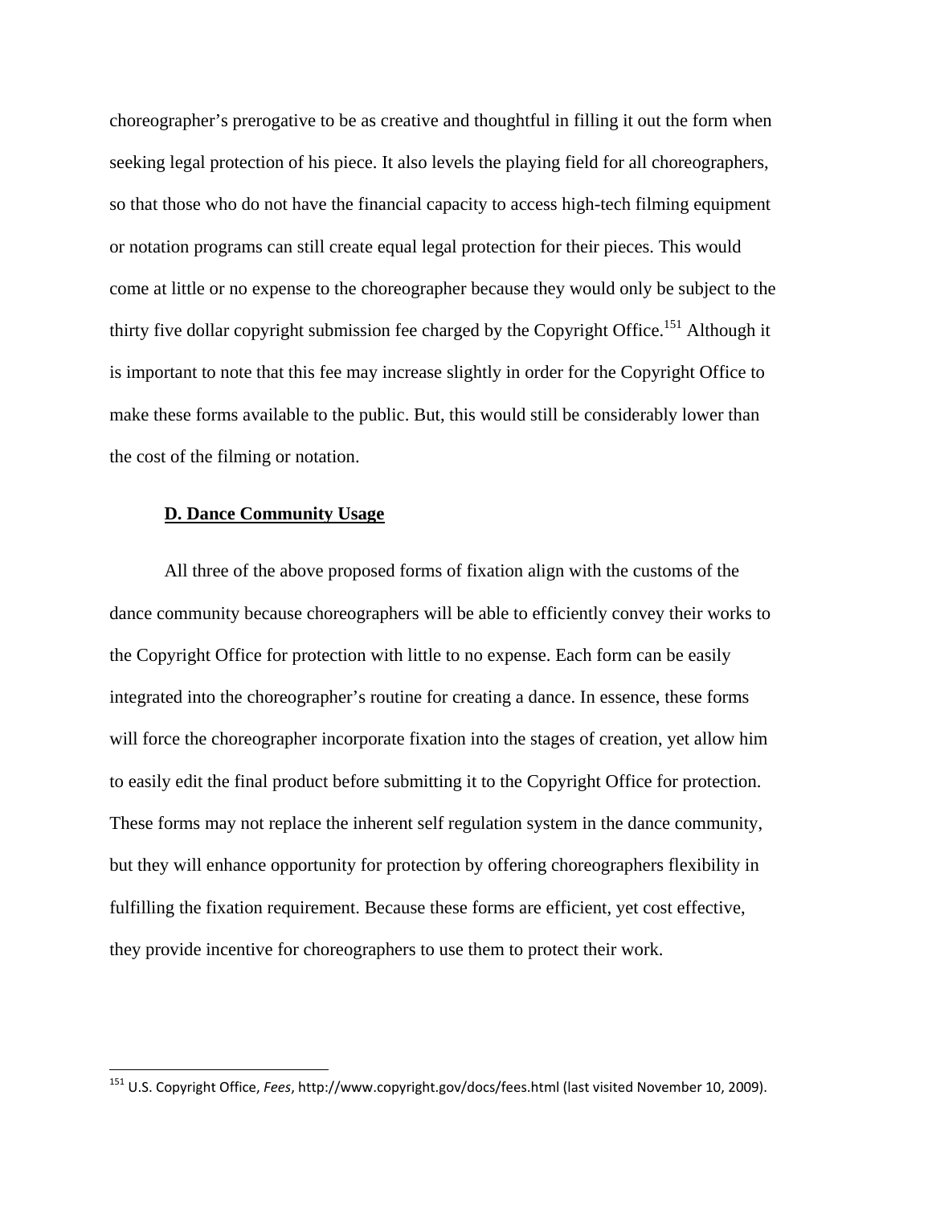choreographer's prerogative to be as creative and thoughtful in filling it out the form when seeking legal protection of his piece. It also levels the playing field for all choreographers, so that those who do not have the financial capacity to access high-tech filming equipment or notation programs can still create equal legal protection for their pieces. This would come at little or no expense to the choreographer because they would only be subject to the thirty five dollar copyright submission fee charged by the Copyright Office.[151] Although it is important to note that this fee may increase slightly in order for the Copyright Office to make these forms available to the public. But, this would still be considerably lower than the cost of the filming or notation.

### **D. Dance Community Usage**

All three of the above proposed forms of fixation align with the customs of the dance community because choreographers will be able to efficiently convey their works to the Copyright Office for protection with little to no expense. Each form can be easily integrated into the choreographer's routine for creating a dance. In essence, these forms will force the choreographer incorporate fixation into the stages of creation, yet allow him to easily edit the final product before submitting it to the Copyright Office for protection. These forms may not replace the inherent self regulation system in the dance community, but they will enhance opportunity for protection by offering choreographers flexibility in fulfilling the fixation requirement. Because these forms are efficient, yet cost effective, they provide incentive for choreographers to use them to protect their work.

---

[151] U.S. Copyright Office, *Fees*, http://www.copyright.gov/docs/fees.html (last visited November 10, 2009).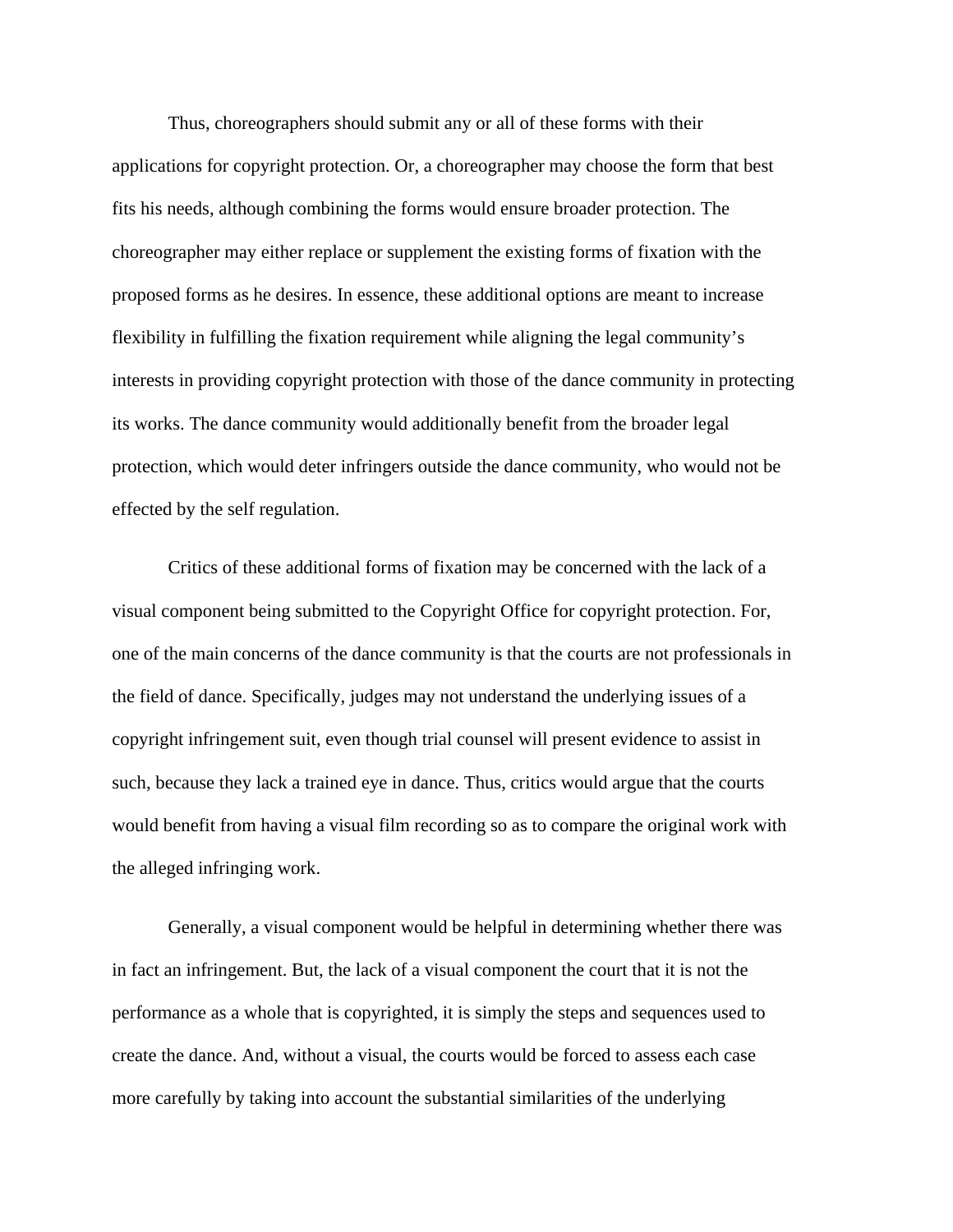Thus, choreographers should submit any or all of these forms with their applications for copyright protection. Or, a choreographer may choose the form that best fits his needs, although combining the forms would ensure broader protection. The choreographer may either replace or supplement the existing forms of fixation with the proposed forms as he desires. In essence, these additional options are meant to increase flexibility in fulfilling the fixation requirement while aligning the legal community's interests in providing copyright protection with those of the dance community in protecting its works. The dance community would additionally benefit from the broader legal protection, which would deter infringers outside the dance community, who would not be effected by the self regulation.

Critics of these additional forms of fixation may be concerned with the lack of a visual component being submitted to the Copyright Office for copyright protection. For, one of the main concerns of the dance community is that the courts are not professionals in the field of dance. Specifically, judges may not understand the underlying issues of a copyright infringement suit, even though trial counsel will present evidence to assist in such, because they lack a trained eye in dance. Thus, critics would argue that the courts would benefit from having a visual film recording so as to compare the original work with the alleged infringing work.

Generally, a visual component would be helpful in determining whether there was in fact an infringement. But, the lack of a visual component the court that it is not the performance as a whole that is copyrighted, it is simply the steps and sequences used to create the dance. And, without a visual, the courts would be forced to assess each case more carefully by taking into account the substantial similarities of the underlying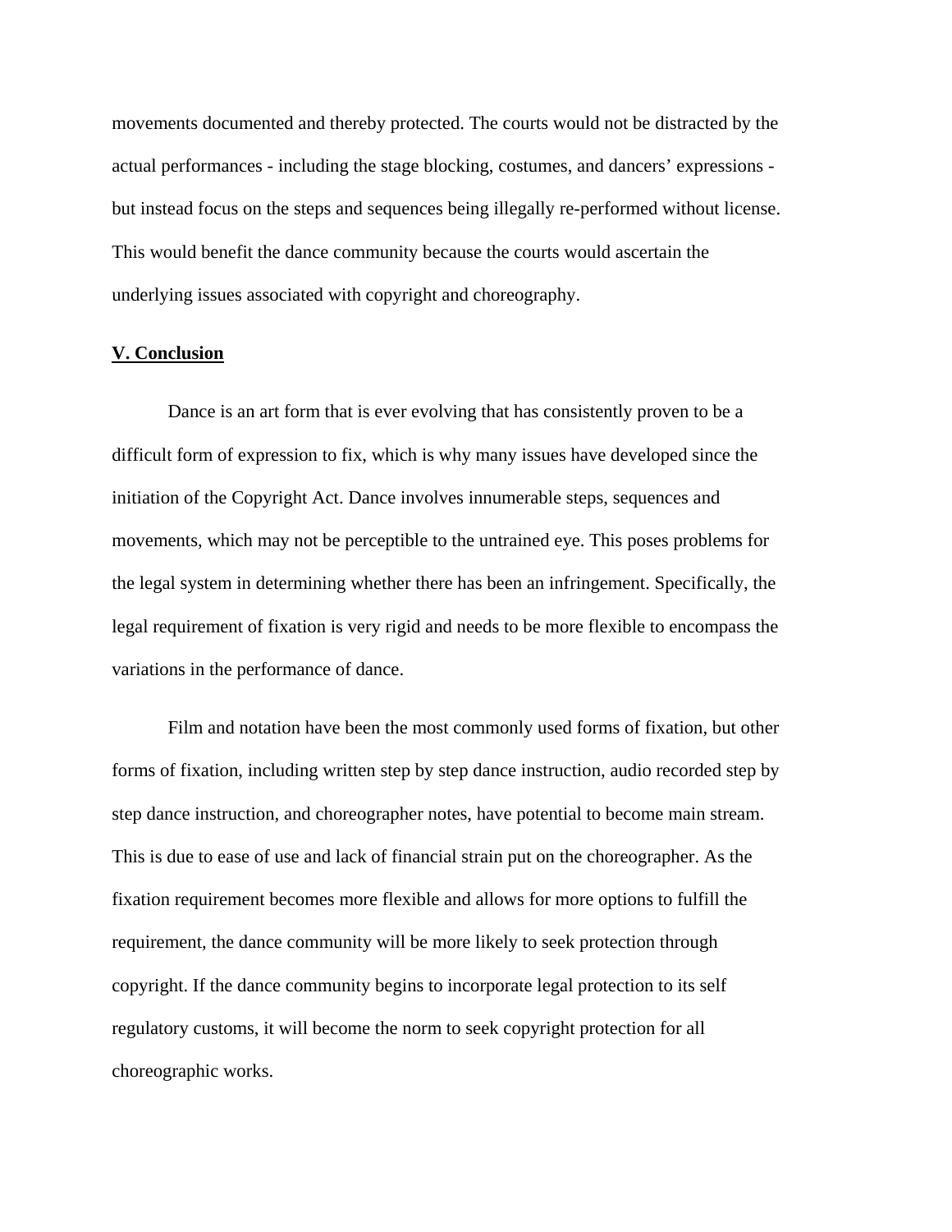movements documented and thereby protected. The courts would not be distracted by the actual performances - including the stage blocking, costumes, and dancers' expressions - but instead focus on the steps and sequences being illegally re-performed without license. This would benefit the dance community because the courts would ascertain the underlying issues associated with copyright and choreography.

## V. Conclusion

Dance is an art form that is ever evolving that has consistently proven to be a difficult form of expression to fix, which is why many issues have developed since the initiation of the Copyright Act. Dance involves innumerable steps, sequences and movements, which may not be perceptible to the untrained eye. This poses problems for the legal system in determining whether there has been an infringement. Specifically, the legal requirement of fixation is very rigid and needs to be more flexible to encompass the variations in the performance of dance.

Film and notation have been the most commonly used forms of fixation, but other forms of fixation, including written step by step dance instruction, audio recorded step by step dance instruction, and choreographer notes, have potential to become main stream. This is due to ease of use and lack of financial strain put on the choreographer. As the fixation requirement becomes more flexible and allows for more options to fulfill the requirement, the dance community will be more likely to seek protection through copyright. If the dance community begins to incorporate legal protection to its self regulatory customs, it will become the norm to seek copyright protection for all choreographic works.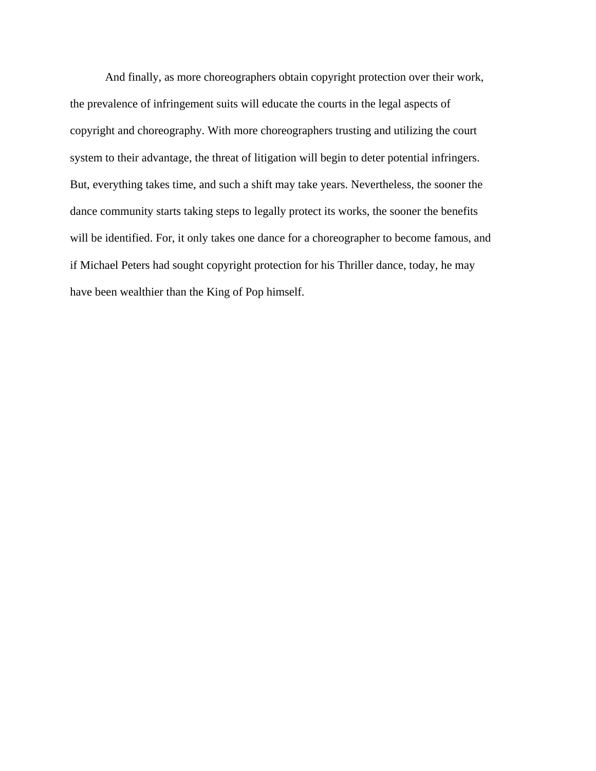And finally, as more choreographers obtain copyright protection over their work, the prevalence of infringement suits will educate the courts in the legal aspects of copyright and choreography. With more choreographers trusting and utilizing the court system to their advantage, the threat of litigation will begin to deter potential infringers. But, everything takes time, and such a shift may take years. Nevertheless, the sooner the dance community starts taking steps to legally protect its works, the sooner the benefits will be identified. For, it only takes one dance for a choreographer to become famous, and if Michael Peters had sought copyright protection for his Thriller dance, today, he may have been wealthier than the King of Pop himself.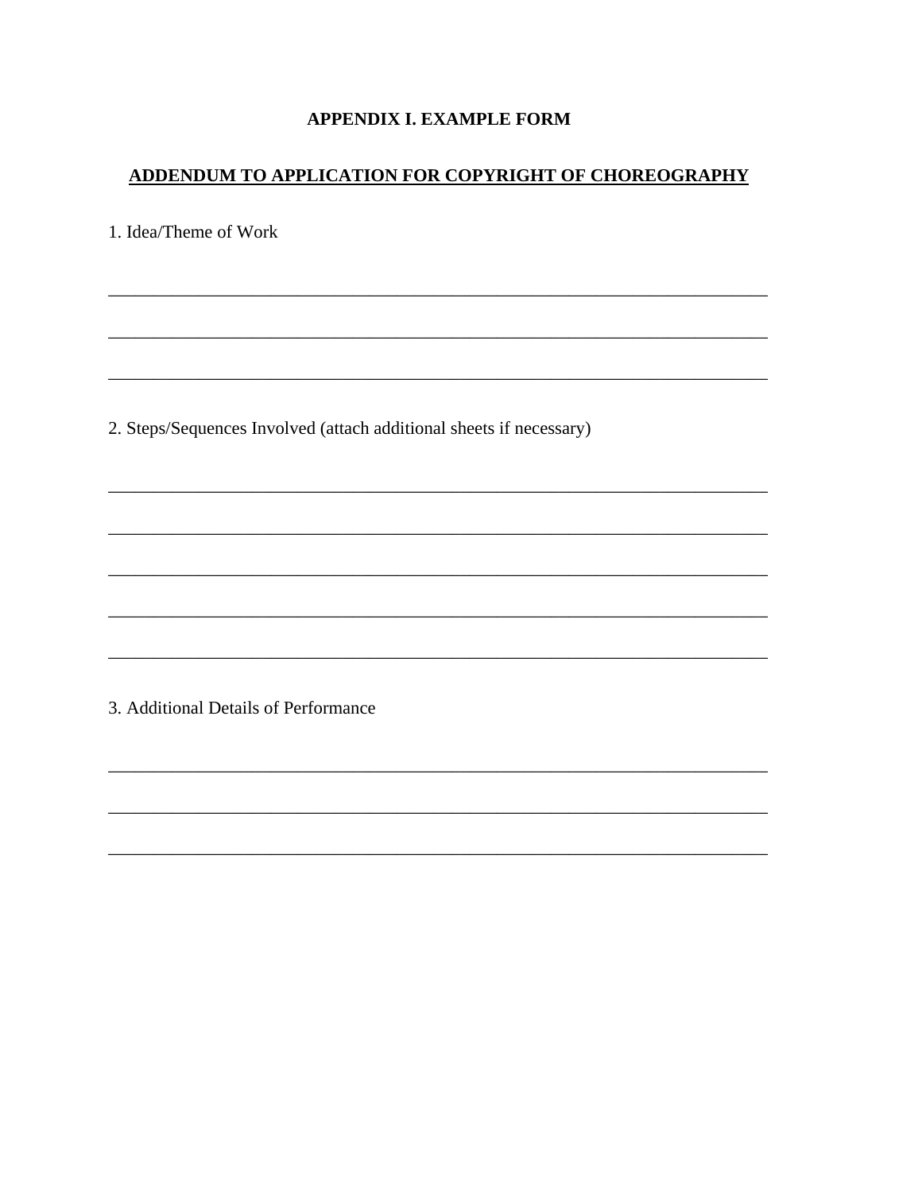**APPENDIX I. EXAMPLE FORM**

**ADDENDUM TO APPLICATION FOR COPYRIGHT OF CHOREOGRAPHY**

1. Idea/Theme of Work

\_\_\_\_\_\_\_\_\_\_\_\_\_\_\_\_\_\_\_\_\_\_\_\_\_\_\_\_\_\_\_\_\_\_\_\_\_\_\_\_\_\_\_\_\_\_\_\_\_\_\_\_\_\_\_\_\_\_\_\_\_\_\_\_\_\_\_\_\_\_\_\_

\_\_\_\_\_\_\_\_\_\_\_\_\_\_\_\_\_\_\_\_\_\_\_\_\_\_\_\_\_\_\_\_\_\_\_\_\_\_\_\_\_\_\_\_\_\_\_\_\_\_\_\_\_\_\_\_\_\_\_\_\_\_\_\_\_\_\_\_\_\_\_\_

\_\_\_\_\_\_\_\_\_\_\_\_\_\_\_\_\_\_\_\_\_\_\_\_\_\_\_\_\_\_\_\_\_\_\_\_\_\_\_\_\_\_\_\_\_\_\_\_\_\_\_\_\_\_\_\_\_\_\_\_\_\_\_\_\_\_\_\_\_\_\_\_

2. Steps/Sequences Involved (attach additional sheets if necessary)

\_\_\_\_\_\_\_\_\_\_\_\_\_\_\_\_\_\_\_\_\_\_\_\_\_\_\_\_\_\_\_\_\_\_\_\_\_\_\_\_\_\_\_\_\_\_\_\_\_\_\_\_\_\_\_\_\_\_\_\_\_\_\_\_\_\_\_\_\_\_\_\_

\_\_\_\_\_\_\_\_\_\_\_\_\_\_\_\_\_\_\_\_\_\_\_\_\_\_\_\_\_\_\_\_\_\_\_\_\_\_\_\_\_\_\_\_\_\_\_\_\_\_\_\_\_\_\_\_\_\_\_\_\_\_\_\_\_\_\_\_\_\_\_\_

\_\_\_\_\_\_\_\_\_\_\_\_\_\_\_\_\_\_\_\_\_\_\_\_\_\_\_\_\_\_\_\_\_\_\_\_\_\_\_\_\_\_\_\_\_\_\_\_\_\_\_\_\_\_\_\_\_\_\_\_\_\_\_\_\_\_\_\_\_\_\_\_

\_\_\_\_\_\_\_\_\_\_\_\_\_\_\_\_\_\_\_\_\_\_\_\_\_\_\_\_\_\_\_\_\_\_\_\_\_\_\_\_\_\_\_\_\_\_\_\_\_\_\_\_\_\_\_\_\_\_\_\_\_\_\_\_\_\_\_\_\_\_\_\_

\_\_\_\_\_\_\_\_\_\_\_\_\_\_\_\_\_\_\_\_\_\_\_\_\_\_\_\_\_\_\_\_\_\_\_\_\_\_\_\_\_\_\_\_\_\_\_\_\_\_\_\_\_\_\_\_\_\_\_\_\_\_\_\_\_\_\_\_\_\_\_\_

3. Additional Details of Performance

\_\_\_\_\_\_\_\_\_\_\_\_\_\_\_\_\_\_\_\_\_\_\_\_\_\_\_\_\_\_\_\_\_\_\_\_\_\_\_\_\_\_\_\_\_\_\_\_\_\_\_\_\_\_\_\_\_\_\_\_\_\_\_\_\_\_\_\_\_\_\_\_

\_\_\_\_\_\_\_\_\_\_\_\_\_\_\_\_\_\_\_\_\_\_\_\_\_\_\_\_\_\_\_\_\_\_\_\_\_\_\_\_\_\_\_\_\_\_\_\_\_\_\_\_\_\_\_\_\_\_\_\_\_\_\_\_\_\_\_\_\_\_\_\_

\_\_\_\_\_\_\_\_\_\_\_\_\_\_\_\_\_\_\_\_\_\_\_\_\_\_\_\_\_\_\_\_\_\_\_\_\_\_\_\_\_\_\_\_\_\_\_\_\_\_\_\_\_\_\_\_\_\_\_\_\_\_\_\_\_\_\_\_\_\_\_\_